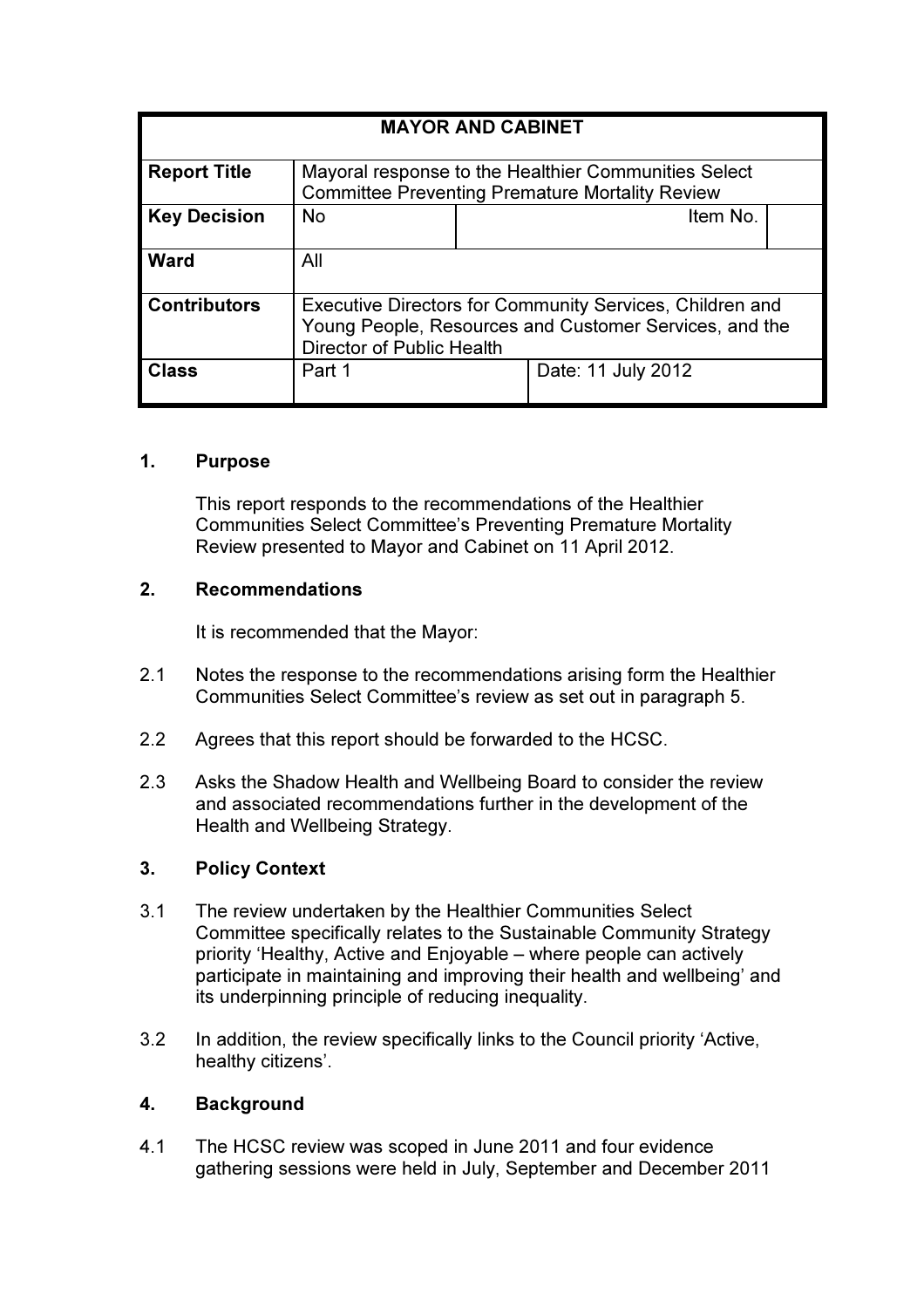| MAYOR AND CABINET | | | |
|---|---|---|---|
| **Report Title** | Mayoral response to the Healthier Communities Select Committee Preventing Premature Mortality Review | | |
| **Key Decision** | No | Item No. | |
| **Ward** | All | | |
| **Contributors** | Executive Directors for Community Services, Children and Young People, Resources and Customer Services, and the Director of Public Health | | |
| **Class** | Part 1 | Date: 11 July 2012 | |

## 1. Purpose

This report responds to the recommendations of the Healthier Communities Select Committee's Preventing Premature Mortality Review presented to Mayor and Cabinet on 11 April 2012.

## 2. Recommendations

It is recommended that the Mayor:

2.1 Notes the response to the recommendations arising form the Healthier Communities Select Committee's review as set out in paragraph 5.

2.2 Agrees that this report should be forwarded to the HCSC.

2.3 Asks the Shadow Health and Wellbeing Board to consider the review and associated recommendations further in the development of the Health and Wellbeing Strategy.

## 3. Policy Context

3.1 The review undertaken by the Healthier Communities Select Committee specifically relates to the Sustainable Community Strategy priority 'Healthy, Active and Enjoyable – where people can actively participate in maintaining and improving their health and wellbeing' and its underpinning principle of reducing inequality.

3.2 In addition, the review specifically links to the Council priority 'Active, healthy citizens'.

## 4. Background

4.1 The HCSC review was scoped in June 2011 and four evidence gathering sessions were held in July, September and December 2011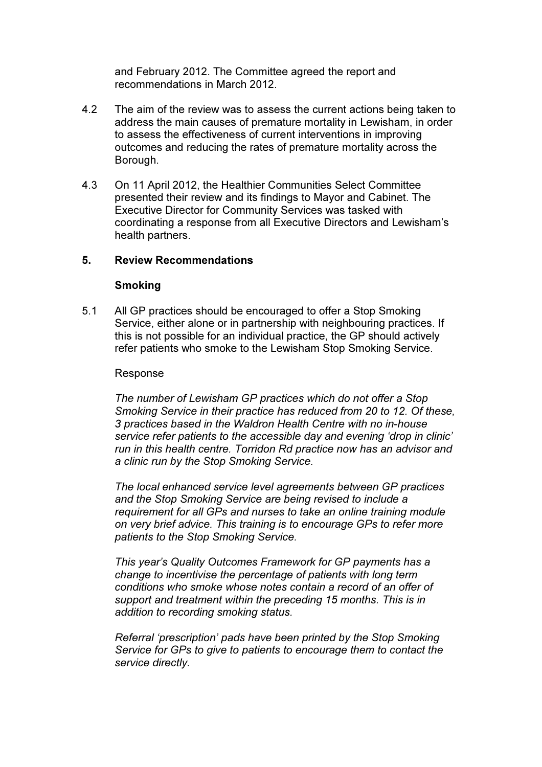and February 2012. The Committee agreed the report and recommendations in March 2012.

4.2 The aim of the review was to assess the current actions being taken to address the main causes of premature mortality in Lewisham, in order to assess the effectiveness of current interventions in improving outcomes and reducing the rates of premature mortality across the Borough.

4.3 On 11 April 2012, the Healthier Communities Select Committee presented their review and its findings to Mayor and Cabinet. The Executive Director for Community Services was tasked with coordinating a response from all Executive Directors and Lewisham's health partners.

## 5. Review Recommendations

### Smoking

5.1 All GP practices should be encouraged to offer a Stop Smoking Service, either alone or in partnership with neighbouring practices. If this is not possible for an individual practice, the GP should actively refer patients who smoke to the Lewisham Stop Smoking Service.

Response

*The number of Lewisham GP practices which do not offer a Stop Smoking Service in their practice has reduced from 20 to 12. Of these, 3 practices based in the Waldron Health Centre with no in-house service refer patients to the accessible day and evening 'drop in clinic' run in this health centre. Torridon Rd practice now has an advisor and a clinic run by the Stop Smoking Service.*

*The local enhanced service level agreements between GP practices and the Stop Smoking Service are being revised to include a requirement for all GPs and nurses to take an online training module on very brief advice. This training is to encourage GPs to refer more patients to the Stop Smoking Service.*

*This year's Quality Outcomes Framework for GP payments has a change to incentivise the percentage of patients with long term conditions who smoke whose notes contain a record of an offer of support and treatment within the preceding 15 months. This is in addition to recording smoking status.*

*Referral 'prescription' pads have been printed by the Stop Smoking Service for GPs to give to patients to encourage them to contact the service directly.*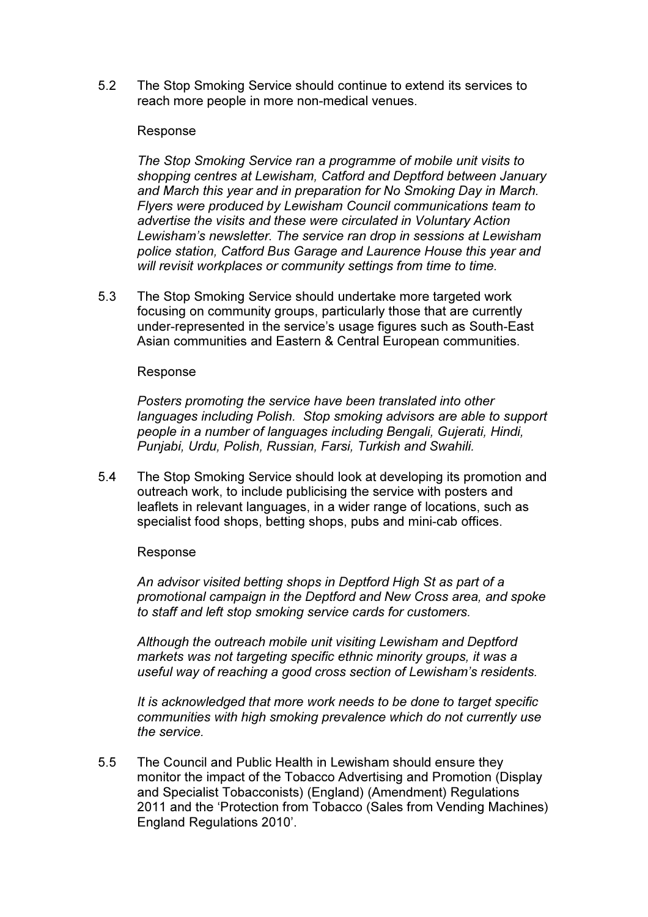5.2 The Stop Smoking Service should continue to extend its services to reach more people in more non-medical venues.

Response

*The Stop Smoking Service ran a programme of mobile unit visits to shopping centres at Lewisham, Catford and Deptford between January and March this year and in preparation for No Smoking Day in March. Flyers were produced by Lewisham Council communications team to advertise the visits and these were circulated in Voluntary Action Lewisham's newsletter. The service ran drop in sessions at Lewisham police station, Catford Bus Garage and Laurence House this year and will revisit workplaces or community settings from time to time.*

5.3 The Stop Smoking Service should undertake more targeted work focusing on community groups, particularly those that are currently under-represented in the service's usage figures such as South-East Asian communities and Eastern & Central European communities.

Response

*Posters promoting the service have been translated into other languages including Polish. Stop smoking advisors are able to support people in a number of languages including Bengali, Gujerati, Hindi, Punjabi, Urdu, Polish, Russian, Farsi, Turkish and Swahili.*

5.4 The Stop Smoking Service should look at developing its promotion and outreach work, to include publicising the service with posters and leaflets in relevant languages, in a wider range of locations, such as specialist food shops, betting shops, pubs and mini-cab offices.

Response

*An advisor visited betting shops in Deptford High St as part of a promotional campaign in the Deptford and New Cross area, and spoke to staff and left stop smoking service cards for customers.*

*Although the outreach mobile unit visiting Lewisham and Deptford markets was not targeting specific ethnic minority groups, it was a useful way of reaching a good cross section of Lewisham's residents.*

*It is acknowledged that more work needs to be done to target specific communities with high smoking prevalence which do not currently use the service.*

5.5 The Council and Public Health in Lewisham should ensure they monitor the impact of the Tobacco Advertising and Promotion (Display and Specialist Tobacconists) (England) (Amendment) Regulations 2011 and the 'Protection from Tobacco (Sales from Vending Machines) England Regulations 2010'.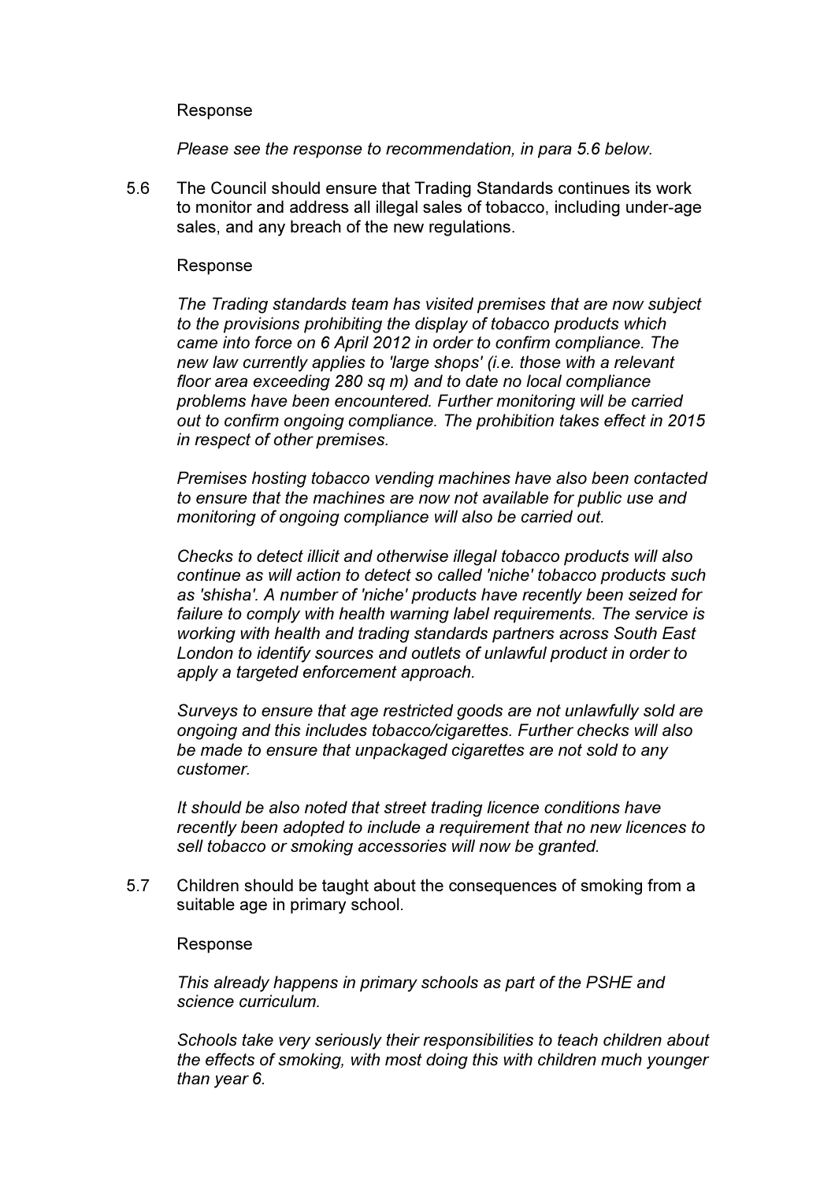Response

*Please see the response to recommendation, in para 5.6 below.*

5.6 The Council should ensure that Trading Standards continues its work to monitor and address all illegal sales of tobacco, including under-age sales, and any breach of the new regulations.

Response

*The Trading standards team has visited premises that are now subject to the provisions prohibiting the display of tobacco products which came into force on 6 April 2012 in order to confirm compliance. The new law currently applies to 'large shops' (i.e. those with a relevant floor area exceeding 280 sq m) and to date no local compliance problems have been encountered. Further monitoring will be carried out to confirm ongoing compliance. The prohibition takes effect in 2015 in respect of other premises.*

*Premises hosting tobacco vending machines have also been contacted to ensure that the machines are now not available for public use and monitoring of ongoing compliance will also be carried out.*

*Checks to detect illicit and otherwise illegal tobacco products will also continue as will action to detect so called 'niche' tobacco products such as 'shisha'. A number of 'niche' products have recently been seized for failure to comply with health warning label requirements. The service is working with health and trading standards partners across South East London to identify sources and outlets of unlawful product in order to apply a targeted enforcement approach.*

*Surveys to ensure that age restricted goods are not unlawfully sold are ongoing and this includes tobacco/cigarettes. Further checks will also be made to ensure that unpackaged cigarettes are not sold to any customer.*

*It should be also noted that street trading licence conditions have recently been adopted to include a requirement that no new licences to sell tobacco or smoking accessories will now be granted.*

5.7 Children should be taught about the consequences of smoking from a suitable age in primary school.

Response

*This already happens in primary schools as part of the PSHE and science curriculum.*

*Schools take very seriously their responsibilities to teach children about the effects of smoking, with most doing this with children much younger than year 6.*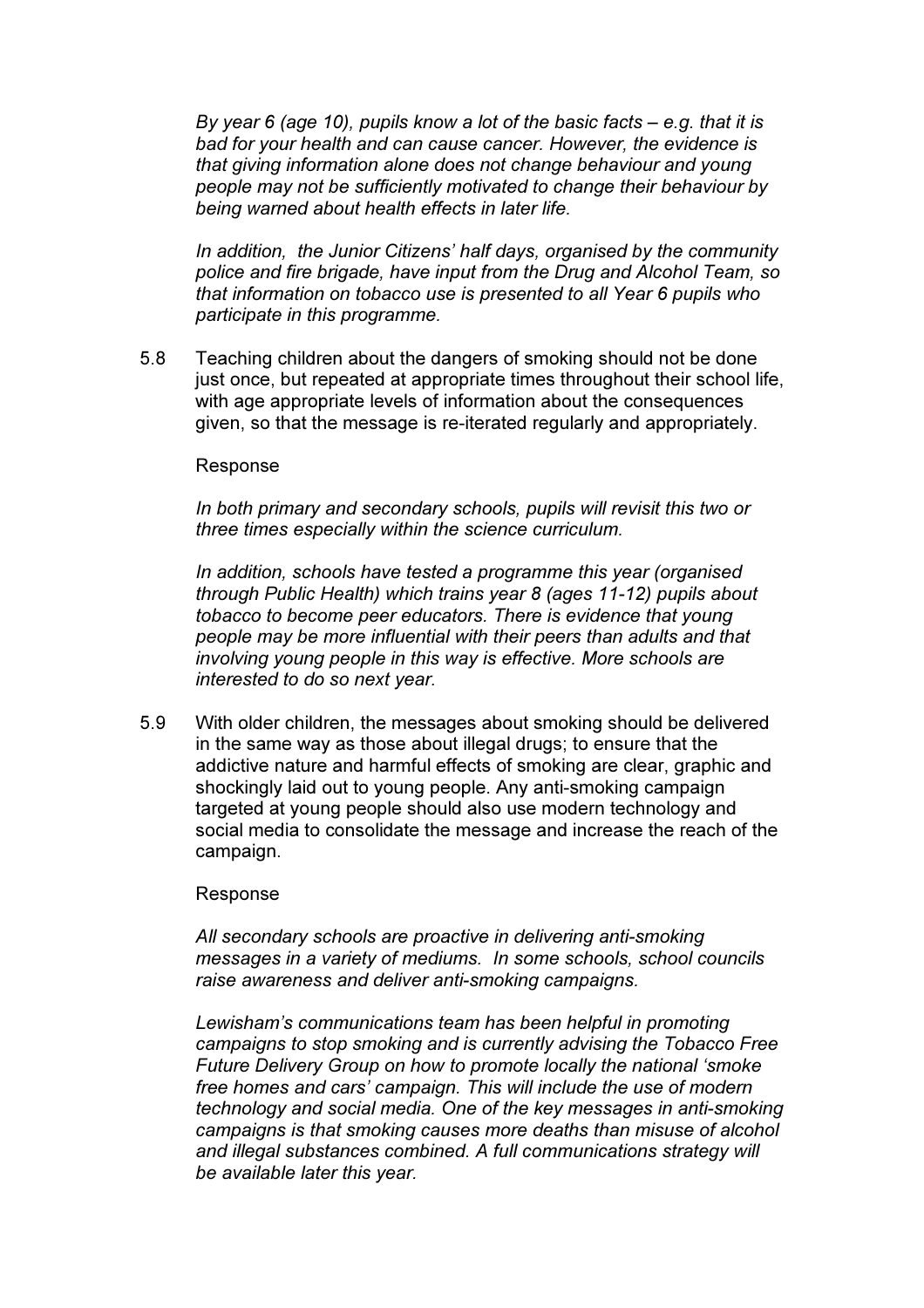*By year 6 (age 10), pupils know a lot of the basic facts – e.g. that it is bad for your health and can cause cancer. However, the evidence is that giving information alone does not change behaviour and young people may not be sufficiently motivated to change their behaviour by being warned about health effects in later life.*

*In addition, the Junior Citizens' half days, organised by the community police and fire brigade, have input from the Drug and Alcohol Team, so that information on tobacco use is presented to all Year 6 pupils who participate in this programme.*

5.8 Teaching children about the dangers of smoking should not be done just once, but repeated at appropriate times throughout their school life, with age appropriate levels of information about the consequences given, so that the message is re-iterated regularly and appropriately.

Response

*In both primary and secondary schools, pupils will revisit this two or three times especially within the science curriculum.*

*In addition, schools have tested a programme this year (organised through Public Health) which trains year 8 (ages 11-12) pupils about tobacco to become peer educators. There is evidence that young people may be more influential with their peers than adults and that involving young people in this way is effective. More schools are interested to do so next year.*

5.9 With older children, the messages about smoking should be delivered in the same way as those about illegal drugs; to ensure that the addictive nature and harmful effects of smoking are clear, graphic and shockingly laid out to young people. Any anti-smoking campaign targeted at young people should also use modern technology and social media to consolidate the message and increase the reach of the campaign.

Response

*All secondary schools are proactive in delivering anti-smoking messages in a variety of mediums. In some schools, school councils raise awareness and deliver anti-smoking campaigns.*

*Lewisham's communications team has been helpful in promoting campaigns to stop smoking and is currently advising the Tobacco Free Future Delivery Group on how to promote locally the national 'smoke free homes and cars' campaign. This will include the use of modern technology and social media. One of the key messages in anti-smoking campaigns is that smoking causes more deaths than misuse of alcohol and illegal substances combined. A full communications strategy will be available later this year.*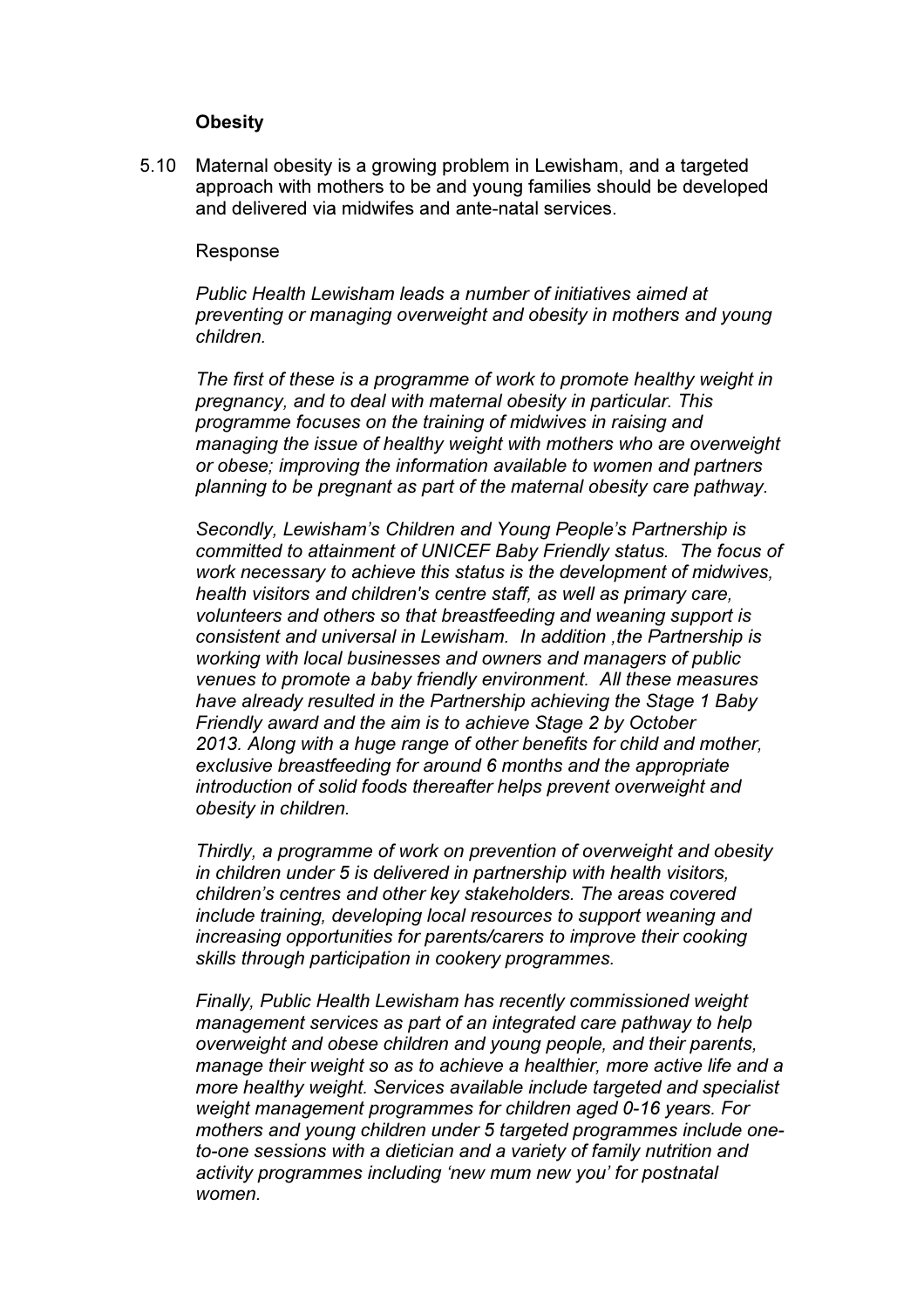**Obesity**

5.10 Maternal obesity is a growing problem in Lewisham, and a targeted approach with mothers to be and young families should be developed and delivered via midwifes and ante-natal services.

Response

*Public Health Lewisham leads a number of initiatives aimed at preventing or managing overweight and obesity in mothers and young children.*

*The first of these is a programme of work to promote healthy weight in pregnancy, and to deal with maternal obesity in particular. This programme focuses on the training of midwives in raising and managing the issue of healthy weight with mothers who are overweight or obese; improving the information available to women and partners planning to be pregnant as part of the maternal obesity care pathway.*

*Secondly, Lewisham's Children and Young People's Partnership is committed to attainment of UNICEF Baby Friendly status. The focus of work necessary to achieve this status is the development of midwives, health visitors and children's centre staff, as well as primary care, volunteers and others so that breastfeeding and weaning support is consistent and universal in Lewisham. In addition ,the Partnership is working with local businesses and owners and managers of public venues to promote a baby friendly environment. All these measures have already resulted in the Partnership achieving the Stage 1 Baby Friendly award and the aim is to achieve Stage 2 by October 2013. Along with a huge range of other benefits for child and mother, exclusive breastfeeding for around 6 months and the appropriate introduction of solid foods thereafter helps prevent overweight and obesity in children.*

*Thirdly, a programme of work on prevention of overweight and obesity in children under 5 is delivered in partnership with health visitors, children's centres and other key stakeholders. The areas covered include training, developing local resources to support weaning and increasing opportunities for parents/carers to improve their cooking skills through participation in cookery programmes.*

*Finally, Public Health Lewisham has recently commissioned weight management services as part of an integrated care pathway to help overweight and obese children and young people, and their parents, manage their weight so as to achieve a healthier, more active life and a more healthy weight. Services available include targeted and specialist weight management programmes for children aged 0-16 years. For mothers and young children under 5 targeted programmes include one-to-one sessions with a dietician and a variety of family nutrition and activity programmes including 'new mum new you' for postnatal women.*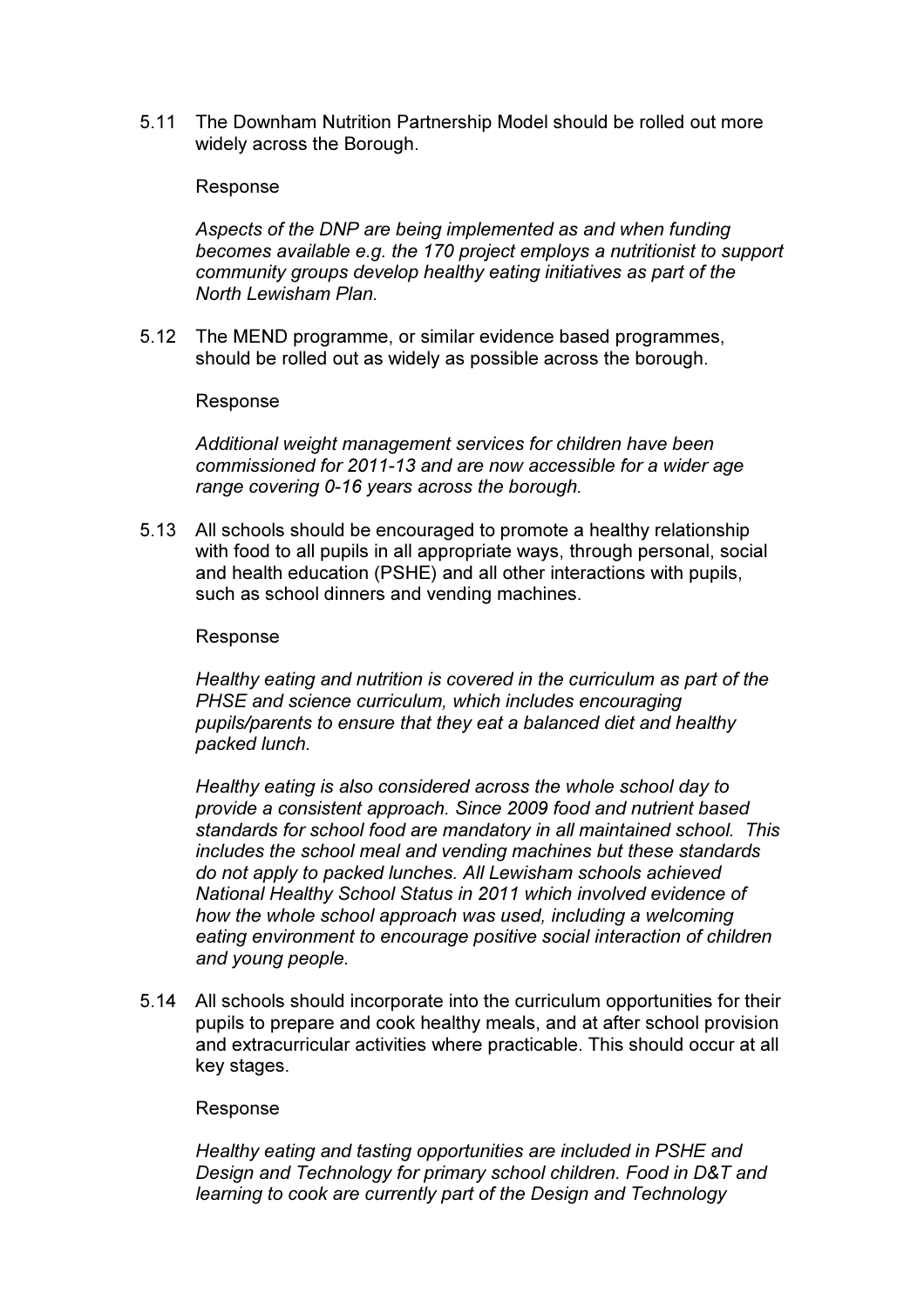5.11 The Downham Nutrition Partnership Model should be rolled out more widely across the Borough.

Response

*Aspects of the DNP are being implemented as and when funding becomes available e.g. the 170 project employs a nutritionist to support community groups develop healthy eating initiatives as part of the North Lewisham Plan.*

5.12 The MEND programme, or similar evidence based programmes, should be rolled out as widely as possible across the borough.

Response

*Additional weight management services for children have been commissioned for 2011-13 and are now accessible for a wider age range covering 0-16 years across the borough.*

5.13 All schools should be encouraged to promote a healthy relationship with food to all pupils in all appropriate ways, through personal, social and health education (PSHE) and all other interactions with pupils, such as school dinners and vending machines.

Response

*Healthy eating and nutrition is covered in the curriculum as part of the PHSE and science curriculum, which includes encouraging pupils/parents to ensure that they eat a balanced diet and healthy packed lunch.*

*Healthy eating is also considered across the whole school day to provide a consistent approach. Since 2009 food and nutrient based standards for school food are mandatory in all maintained school. This includes the school meal and vending machines but these standards do not apply to packed lunches. All Lewisham schools achieved National Healthy School Status in 2011 which involved evidence of how the whole school approach was used, including a welcoming eating environment to encourage positive social interaction of children and young people.*

5.14 All schools should incorporate into the curriculum opportunities for their pupils to prepare and cook healthy meals, and at after school provision and extracurricular activities where practicable. This should occur at all key stages.

Response

*Healthy eating and tasting opportunities are included in PSHE and Design and Technology for primary school children. Food in D&T and learning to cook are currently part of the Design and Technology*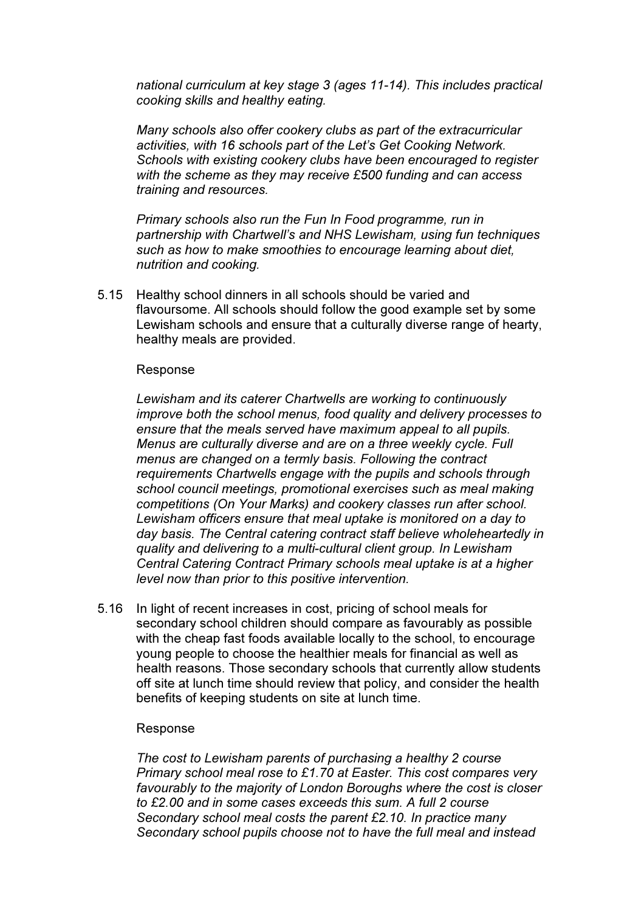*national curriculum at key stage 3 (ages 11-14). This includes practical cooking skills and healthy eating.*

*Many schools also offer cookery clubs as part of the extracurricular activities, with 16 schools part of the Let's Get Cooking Network. Schools with existing cookery clubs have been encouraged to register with the scheme as they may receive £500 funding and can access training and resources.*

*Primary schools also run the Fun In Food programme, run in partnership with Chartwell's and NHS Lewisham, using fun techniques such as how to make smoothies to encourage learning about diet, nutrition and cooking.*

5.15 Healthy school dinners in all schools should be varied and flavoursome. All schools should follow the good example set by some Lewisham schools and ensure that a culturally diverse range of hearty, healthy meals are provided.

Response

*Lewisham and its caterer Chartwells are working to continuously improve both the school menus, food quality and delivery processes to ensure that the meals served have maximum appeal to all pupils. Menus are culturally diverse and are on a three weekly cycle. Full menus are changed on a termly basis. Following the contract requirements Chartwells engage with the pupils and schools through school council meetings, promotional exercises such as meal making competitions (On Your Marks) and cookery classes run after school. Lewisham officers ensure that meal uptake is monitored on a day to day basis. The Central catering contract staff believe wholeheartedly in quality and delivering to a multi-cultural client group. In Lewisham Central Catering Contract Primary schools meal uptake is at a higher level now than prior to this positive intervention.*

5.16 In light of recent increases in cost, pricing of school meals for secondary school children should compare as favourably as possible with the cheap fast foods available locally to the school, to encourage young people to choose the healthier meals for financial as well as health reasons. Those secondary schools that currently allow students off site at lunch time should review that policy, and consider the health benefits of keeping students on site at lunch time.

Response

*The cost to Lewisham parents of purchasing a healthy 2 course Primary school meal rose to £1.70 at Easter. This cost compares very favourably to the majority of London Boroughs where the cost is closer to £2.00 and in some cases exceeds this sum. A full 2 course Secondary school meal costs the parent £2.10. In practice many Secondary school pupils choose not to have the full meal and instead*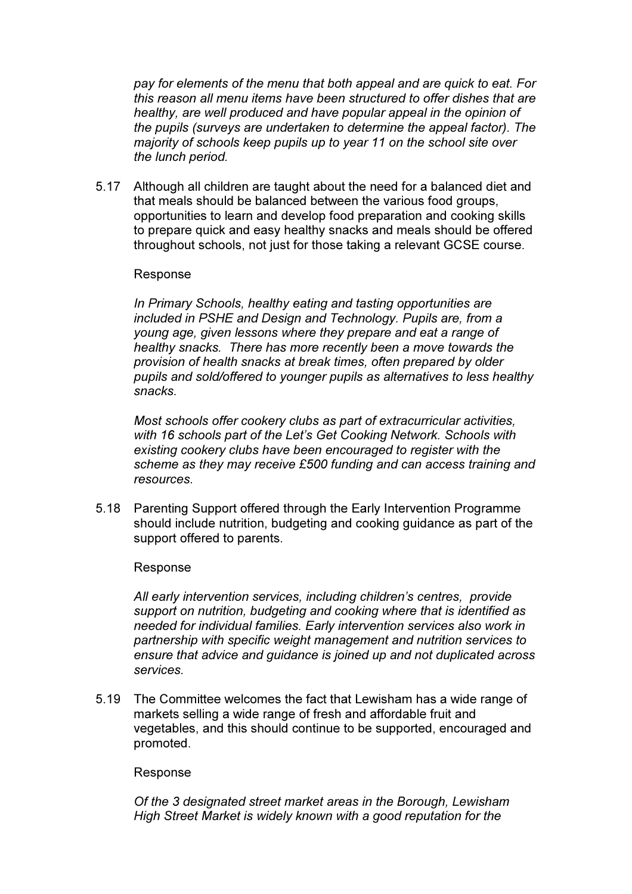*pay for elements of the menu that both appeal and are quick to eat. For this reason all menu items have been structured to offer dishes that are healthy, are well produced and have popular appeal in the opinion of the pupils (surveys are undertaken to determine the appeal factor). The majority of schools keep pupils up to year 11 on the school site over the lunch period.*

5.17 Although all children are taught about the need for a balanced diet and that meals should be balanced between the various food groups, opportunities to learn and develop food preparation and cooking skills to prepare quick and easy healthy snacks and meals should be offered throughout schools, not just for those taking a relevant GCSE course.

Response

*In Primary Schools, healthy eating and tasting opportunities are included in PSHE and Design and Technology. Pupils are, from a young age, given lessons where they prepare and eat a range of healthy snacks. There has more recently been a move towards the provision of health snacks at break times, often prepared by older pupils and sold/offered to younger pupils as alternatives to less healthy snacks.*

*Most schools offer cookery clubs as part of extracurricular activities, with 16 schools part of the Let's Get Cooking Network. Schools with existing cookery clubs have been encouraged to register with the scheme as they may receive £500 funding and can access training and resources.*

5.18 Parenting Support offered through the Early Intervention Programme should include nutrition, budgeting and cooking guidance as part of the support offered to parents.

Response

*All early intervention services, including children's centres, provide support on nutrition, budgeting and cooking where that is identified as needed for individual families. Early intervention services also work in partnership with specific weight management and nutrition services to ensure that advice and guidance is joined up and not duplicated across services.*

5.19 The Committee welcomes the fact that Lewisham has a wide range of markets selling a wide range of fresh and affordable fruit and vegetables, and this should continue to be supported, encouraged and promoted.

Response

*Of the 3 designated street market areas in the Borough, Lewisham High Street Market is widely known with a good reputation for the*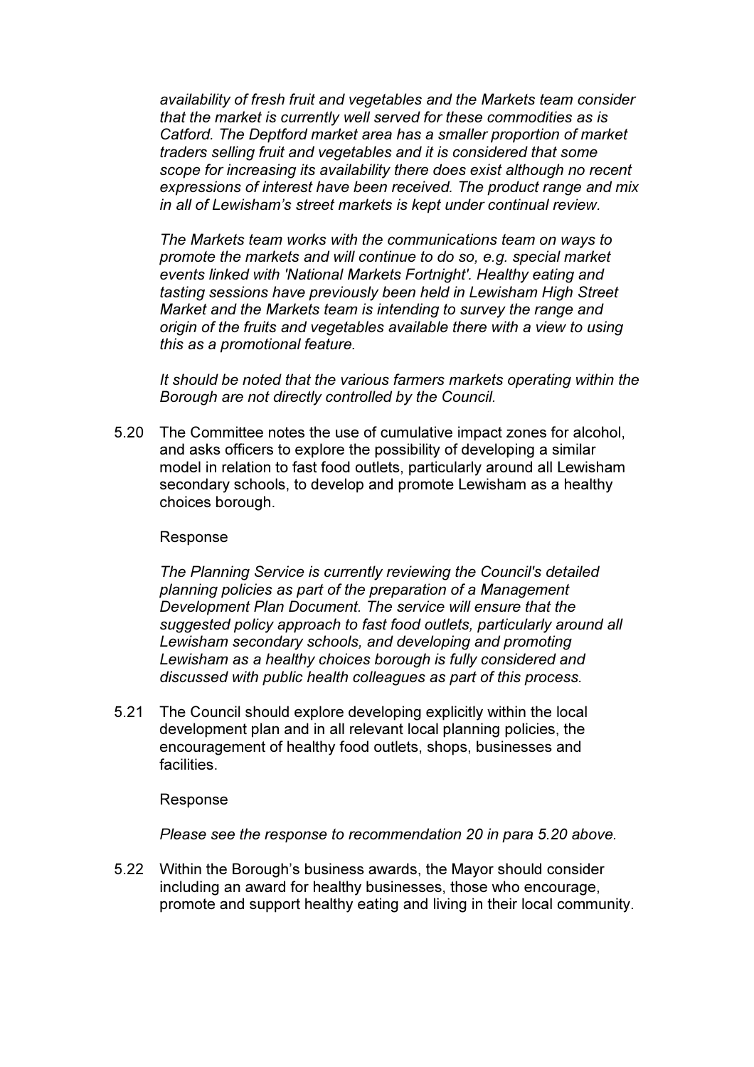*availability of fresh fruit and vegetables and the Markets team consider that the market is currently well served for these commodities as is Catford. The Deptford market area has a smaller proportion of market traders selling fruit and vegetables and it is considered that some scope for increasing its availability there does exist although no recent expressions of interest have been received. The product range and mix in all of Lewisham's street markets is kept under continual review.*

*The Markets team works with the communications team on ways to promote the markets and will continue to do so, e.g. special market events linked with 'National Markets Fortnight'. Healthy eating and tasting sessions have previously been held in Lewisham High Street Market and the Markets team is intending to survey the range and origin of the fruits and vegetables available there with a view to using this as a promotional feature.*

*It should be noted that the various farmers markets operating within the Borough are not directly controlled by the Council.*

5.20 The Committee notes the use of cumulative impact zones for alcohol, and asks officers to explore the possibility of developing a similar model in relation to fast food outlets, particularly around all Lewisham secondary schools, to develop and promote Lewisham as a healthy choices borough.

Response

*The Planning Service is currently reviewing the Council's detailed planning policies as part of the preparation of a Management Development Plan Document. The service will ensure that the suggested policy approach to fast food outlets, particularly around all Lewisham secondary schools, and developing and promoting Lewisham as a healthy choices borough is fully considered and discussed with public health colleagues as part of this process.*

5.21 The Council should explore developing explicitly within the local development plan and in all relevant local planning policies, the encouragement of healthy food outlets, shops, businesses and facilities.

Response

*Please see the response to recommendation 20 in para 5.20 above.*

5.22 Within the Borough's business awards, the Mayor should consider including an award for healthy businesses, those who encourage, promote and support healthy eating and living in their local community.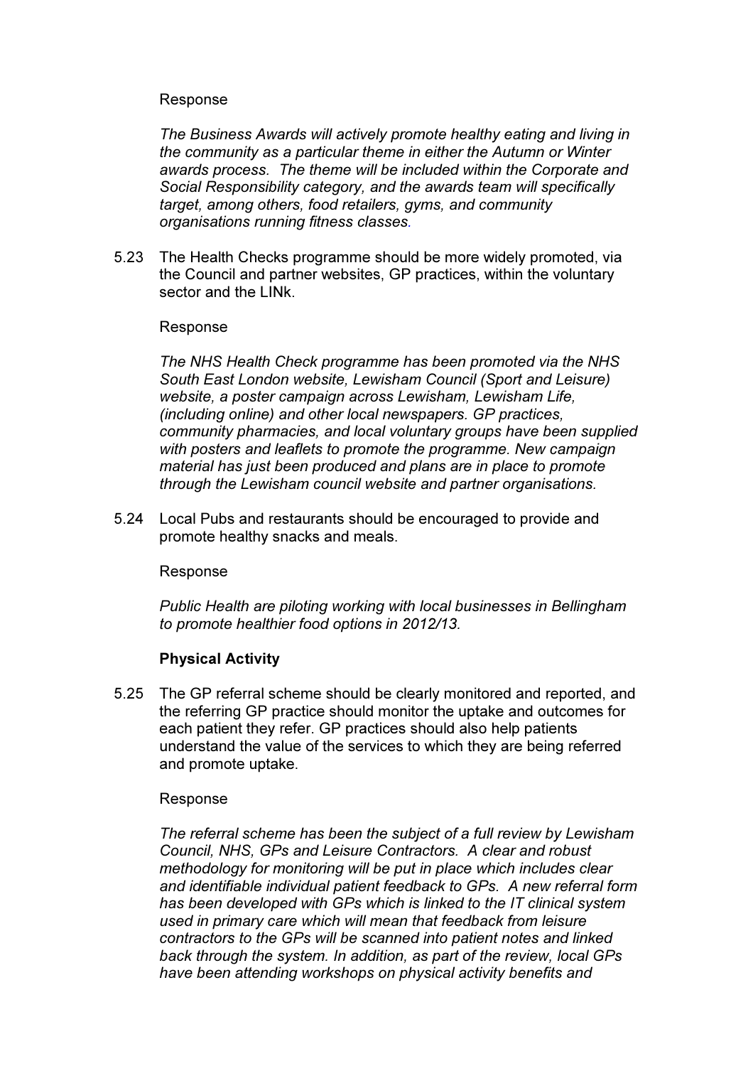Response

*The Business Awards will actively promote healthy eating and living in the community as a particular theme in either the Autumn or Winter awards process. The theme will be included within the Corporate and Social Responsibility category, and the awards team will specifically target, among others, food retailers, gyms, and community organisations running fitness classes.*

5.23 The Health Checks programme should be more widely promoted, via the Council and partner websites, GP practices, within the voluntary sector and the LINk.

Response

*The NHS Health Check programme has been promoted via the NHS South East London website, Lewisham Council (Sport and Leisure) website, a poster campaign across Lewisham, Lewisham Life, (including online) and other local newspapers. GP practices, community pharmacies, and local voluntary groups have been supplied with posters and leaflets to promote the programme. New campaign material has just been produced and plans are in place to promote through the Lewisham council website and partner organisations.*

5.24 Local Pubs and restaurants should be encouraged to provide and promote healthy snacks and meals.

Response

*Public Health are piloting working with local businesses in Bellingham to promote healthier food options in 2012/13.*

**Physical Activity**

5.25 The GP referral scheme should be clearly monitored and reported, and the referring GP practice should monitor the uptake and outcomes for each patient they refer. GP practices should also help patients understand the value of the services to which they are being referred and promote uptake.

Response

*The referral scheme has been the subject of a full review by Lewisham Council, NHS, GPs and Leisure Contractors. A clear and robust methodology for monitoring will be put in place which includes clear and identifiable individual patient feedback to GPs. A new referral form has been developed with GPs which is linked to the IT clinical system used in primary care which will mean that feedback from leisure contractors to the GPs will be scanned into patient notes and linked back through the system. In addition, as part of the review, local GPs have been attending workshops on physical activity benefits and*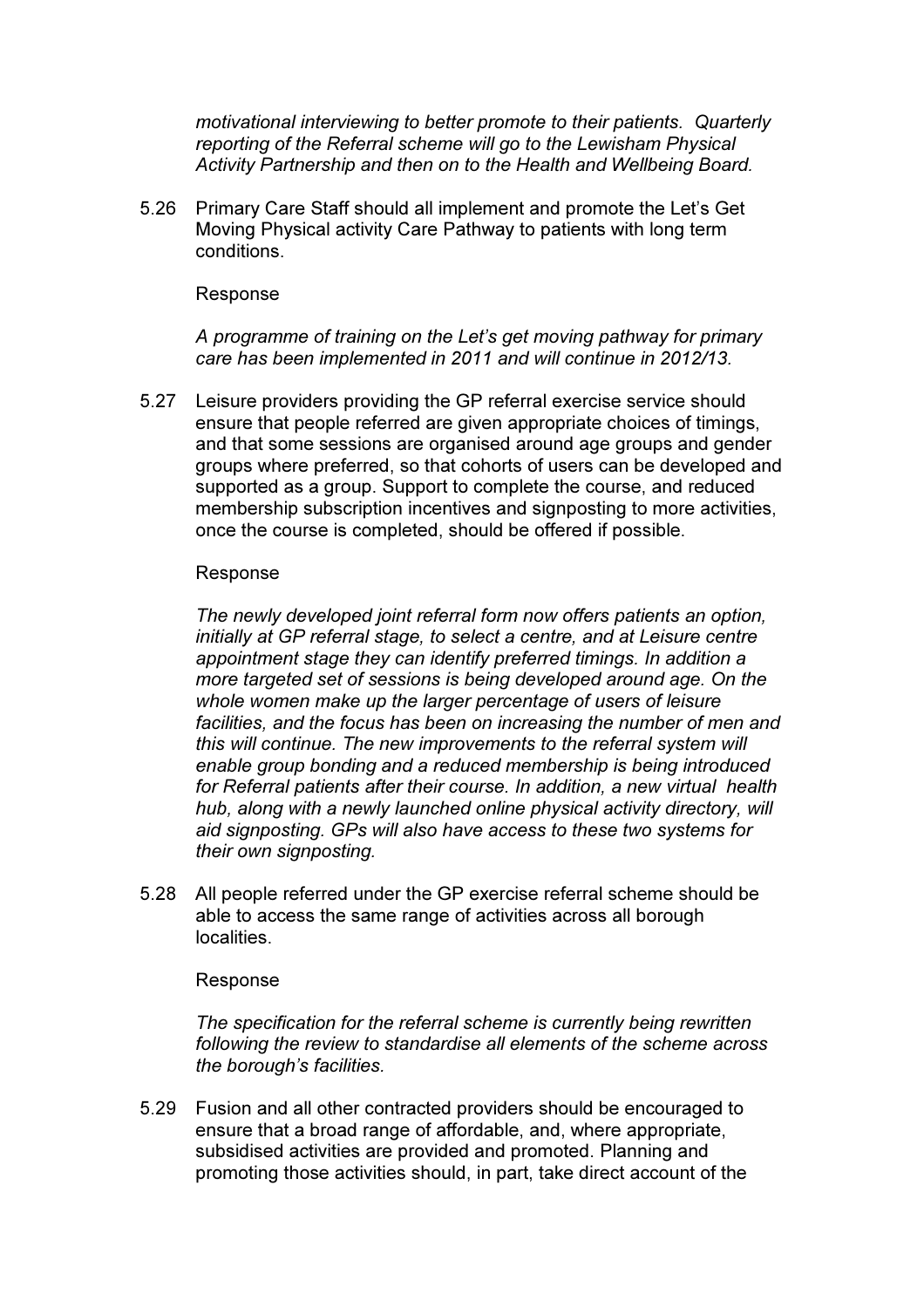*motivational interviewing to better promote to their patients. Quarterly reporting of the Referral scheme will go to the Lewisham Physical Activity Partnership and then on to the Health and Wellbeing Board.*

5.26 Primary Care Staff should all implement and promote the Let's Get Moving Physical activity Care Pathway to patients with long term conditions.

Response

*A programme of training on the Let's get moving pathway for primary care has been implemented in 2011 and will continue in 2012/13.*

5.27 Leisure providers providing the GP referral exercise service should ensure that people referred are given appropriate choices of timings, and that some sessions are organised around age groups and gender groups where preferred, so that cohorts of users can be developed and supported as a group. Support to complete the course, and reduced membership subscription incentives and signposting to more activities, once the course is completed, should be offered if possible.

Response

*The newly developed joint referral form now offers patients an option, initially at GP referral stage, to select a centre, and at Leisure centre appointment stage they can identify preferred timings. In addition a more targeted set of sessions is being developed around age. On the whole women make up the larger percentage of users of leisure facilities, and the focus has been on increasing the number of men and this will continue. The new improvements to the referral system will enable group bonding and a reduced membership is being introduced for Referral patients after their course. In addition, a new virtual health hub, along with a newly launched online physical activity directory, will aid signposting. GPs will also have access to these two systems for their own signposting.*

5.28 All people referred under the GP exercise referral scheme should be able to access the same range of activities across all borough localities.

Response

*The specification for the referral scheme is currently being rewritten following the review to standardise all elements of the scheme across the borough's facilities.*

5.29 Fusion and all other contracted providers should be encouraged to ensure that a broad range of affordable, and, where appropriate, subsidised activities are provided and promoted. Planning and promoting those activities should, in part, take direct account of the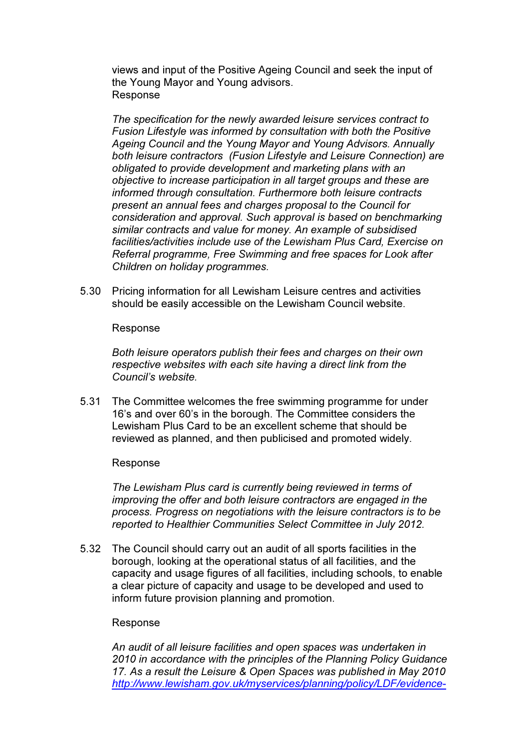views and input of the Positive Ageing Council and seek the input of the Young Mayor and Young advisors.

Response

*The specification for the newly awarded leisure services contract to Fusion Lifestyle was informed by consultation with both the Positive Ageing Council and the Young Mayor and Young Advisors. Annually both leisure contractors (Fusion Lifestyle and Leisure Connection) are obligated to provide development and marketing plans with an objective to increase participation in all target groups and these are informed through consultation. Furthermore both leisure contracts present an annual fees and charges proposal to the Council for consideration and approval. Such approval is based on benchmarking similar contracts and value for money. An example of subsidised facilities/activities include use of the Lewisham Plus Card, Exercise on Referral programme, Free Swimming and free spaces for Look after Children on holiday programmes.*

5.30 Pricing information for all Lewisham Leisure centres and activities should be easily accessible on the Lewisham Council website.

Response

*Both leisure operators publish their fees and charges on their own respective websites with each site having a direct link from the Council's website.*

5.31 The Committee welcomes the free swimming programme for under 16's and over 60's in the borough. The Committee considers the Lewisham Plus Card to be an excellent scheme that should be reviewed as planned, and then publicised and promoted widely.

Response

*The Lewisham Plus card is currently being reviewed in terms of improving the offer and both leisure contractors are engaged in the process. Progress on negotiations with the leisure contractors is to be reported to Healthier Communities Select Committee in July 2012.*

5.32 The Council should carry out an audit of all sports facilities in the borough, looking at the operational status of all facilities, and the capacity and usage figures of all facilities, including schools, to enable a clear picture of capacity and usage to be developed and used to inform future provision planning and promotion.

Response

*An audit of all leisure facilities and open spaces was undertaken in 2010 in accordance with the principles of the Planning Policy Guidance 17. As a result the Leisure & Open Spaces was published in May 2010* *http://www.lewisham.gov.uk/myservices/planning/policy/LDF/evidence-*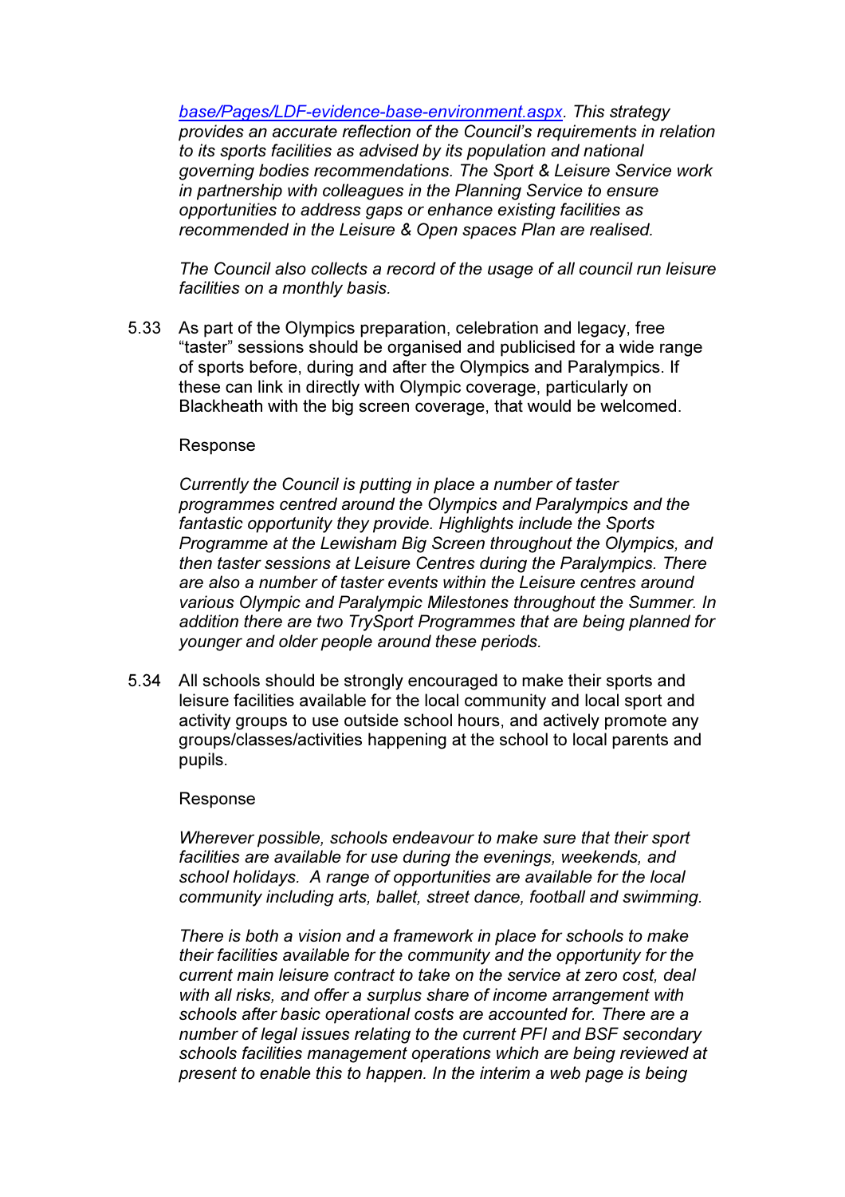*base/Pages/LDF-evidence-base-environment.aspx. This strategy provides an accurate reflection of the Council's requirements in relation to its sports facilities as advised by its population and national governing bodies recommendations. The Sport & Leisure Service work in partnership with colleagues in the Planning Service to ensure opportunities to address gaps or enhance existing facilities as recommended in the Leisure & Open spaces Plan are realised.*

*The Council also collects a record of the usage of all council run leisure facilities on a monthly basis.*

5.33 As part of the Olympics preparation, celebration and legacy, free "taster" sessions should be organised and publicised for a wide range of sports before, during and after the Olympics and Paralympics. If these can link in directly with Olympic coverage, particularly on Blackheath with the big screen coverage, that would be welcomed.

Response

*Currently the Council is putting in place a number of taster programmes centred around the Olympics and Paralympics and the fantastic opportunity they provide. Highlights include the Sports Programme at the Lewisham Big Screen throughout the Olympics, and then taster sessions at Leisure Centres during the Paralympics. There are also a number of taster events within the Leisure centres around various Olympic and Paralympic Milestones throughout the Summer. In addition there are two TrySport Programmes that are being planned for younger and older people around these periods.*

5.34 All schools should be strongly encouraged to make their sports and leisure facilities available for the local community and local sport and activity groups to use outside school hours, and actively promote any groups/classes/activities happening at the school to local parents and pupils.

Response

*Wherever possible, schools endeavour to make sure that their sport facilities are available for use during the evenings, weekends, and school holidays. A range of opportunities are available for the local community including arts, ballet, street dance, football and swimming.*

*There is both a vision and a framework in place for schools to make their facilities available for the community and the opportunity for the current main leisure contract to take on the service at zero cost, deal with all risks, and offer a surplus share of income arrangement with schools after basic operational costs are accounted for. There are a number of legal issues relating to the current PFI and BSF secondary schools facilities management operations which are being reviewed at present to enable this to happen. In the interim a web page is being*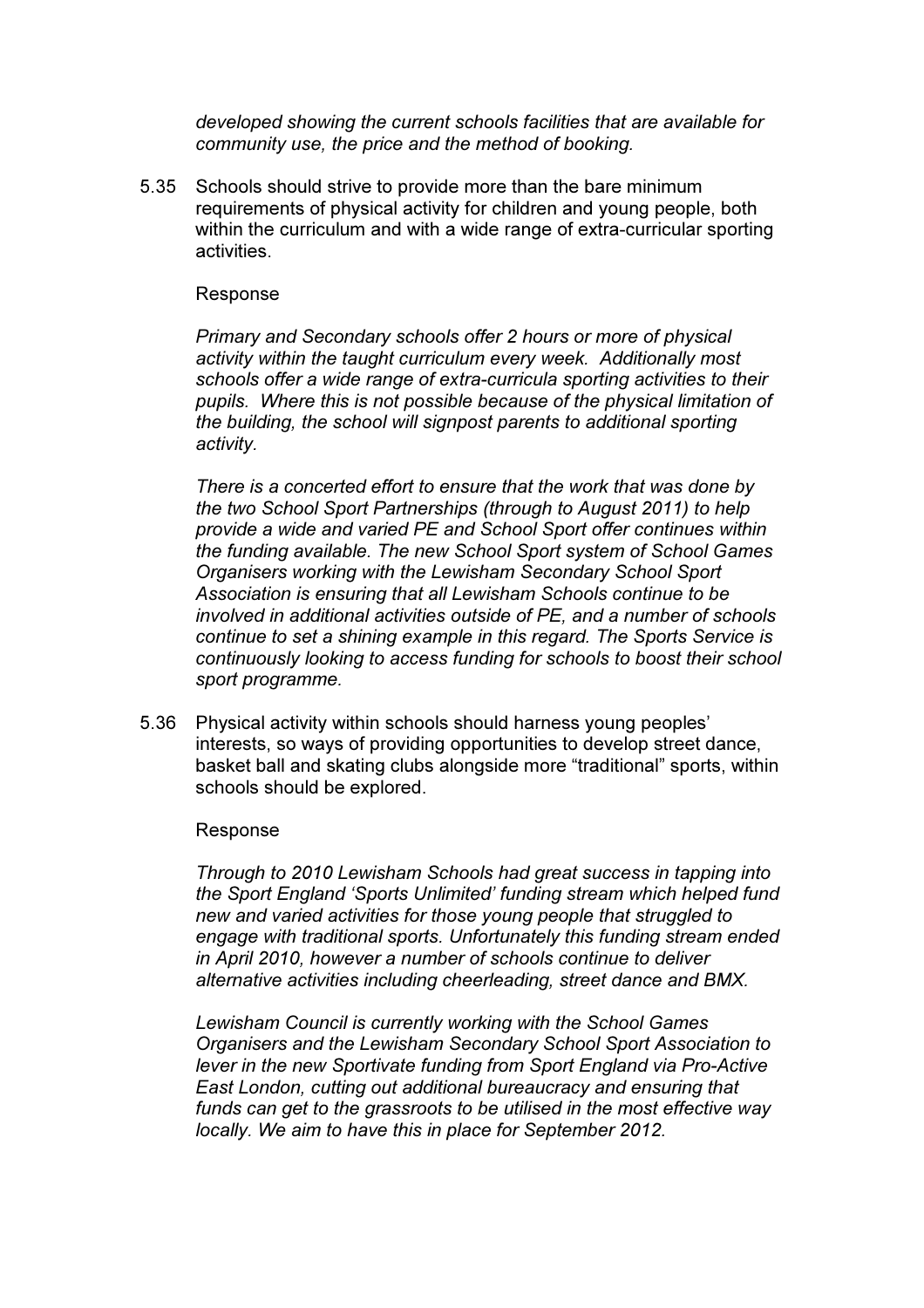*developed showing the current schools facilities that are available for community use, the price and the method of booking.*

5.35 Schools should strive to provide more than the bare minimum requirements of physical activity for children and young people, both within the curriculum and with a wide range of extra-curricular sporting activities.

Response

*Primary and Secondary schools offer 2 hours or more of physical activity within the taught curriculum every week. Additionally most schools offer a wide range of extra-curricula sporting activities to their pupils. Where this is not possible because of the physical limitation of the building, the school will signpost parents to additional sporting activity.*

*There is a concerted effort to ensure that the work that was done by the two School Sport Partnerships (through to August 2011) to help provide a wide and varied PE and School Sport offer continues within the funding available. The new School Sport system of School Games Organisers working with the Lewisham Secondary School Sport Association is ensuring that all Lewisham Schools continue to be involved in additional activities outside of PE, and a number of schools continue to set a shining example in this regard. The Sports Service is continuously looking to access funding for schools to boost their school sport programme.*

5.36 Physical activity within schools should harness young peoples' interests, so ways of providing opportunities to develop street dance, basket ball and skating clubs alongside more "traditional" sports, within schools should be explored.

Response

*Through to 2010 Lewisham Schools had great success in tapping into the Sport England 'Sports Unlimited' funding stream which helped fund new and varied activities for those young people that struggled to engage with traditional sports. Unfortunately this funding stream ended in April 2010, however a number of schools continue to deliver alternative activities including cheerleading, street dance and BMX.*

*Lewisham Council is currently working with the School Games Organisers and the Lewisham Secondary School Sport Association to lever in the new Sportivate funding from Sport England via Pro-Active East London, cutting out additional bureaucracy and ensuring that funds can get to the grassroots to be utilised in the most effective way locally. We aim to have this in place for September 2012.*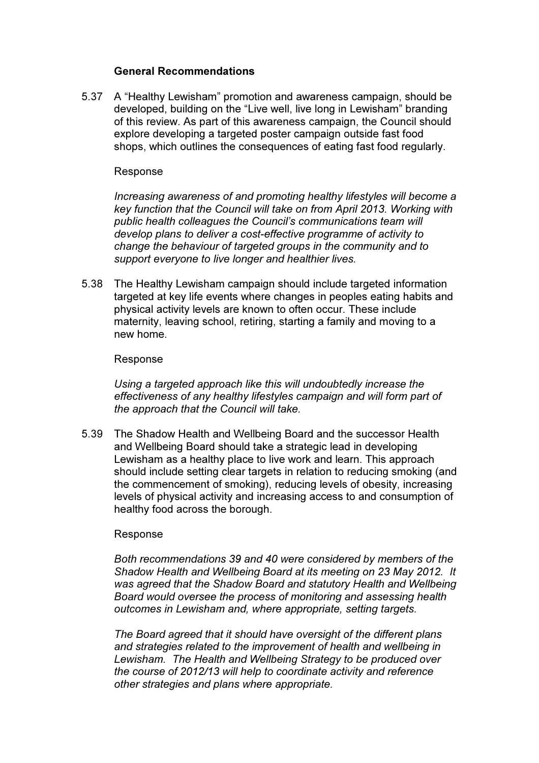**General Recommendations**

5.37 A "Healthy Lewisham" promotion and awareness campaign, should be developed, building on the "Live well, live long in Lewisham" branding of this review. As part of this awareness campaign, the Council should explore developing a targeted poster campaign outside fast food shops, which outlines the consequences of eating fast food regularly.

Response

*Increasing awareness of and promoting healthy lifestyles will become a key function that the Council will take on from April 2013. Working with public health colleagues the Council's communications team will develop plans to deliver a cost-effective programme of activity to change the behaviour of targeted groups in the community and to support everyone to live longer and healthier lives.*

5.38 The Healthy Lewisham campaign should include targeted information targeted at key life events where changes in peoples eating habits and physical activity levels are known to often occur. These include maternity, leaving school, retiring, starting a family and moving to a new home.

Response

*Using a targeted approach like this will undoubtedly increase the effectiveness of any healthy lifestyles campaign and will form part of the approach that the Council will take.*

5.39 The Shadow Health and Wellbeing Board and the successor Health and Wellbeing Board should take a strategic lead in developing Lewisham as a healthy place to live work and learn. This approach should include setting clear targets in relation to reducing smoking (and the commencement of smoking), reducing levels of obesity, increasing levels of physical activity and increasing access to and consumption of healthy food across the borough.

Response

*Both recommendations 39 and 40 were considered by members of the Shadow Health and Wellbeing Board at its meeting on 23 May 2012. It was agreed that the Shadow Board and statutory Health and Wellbeing Board would oversee the process of monitoring and assessing health outcomes in Lewisham and, where appropriate, setting targets.*

*The Board agreed that it should have oversight of the different plans and strategies related to the improvement of health and wellbeing in Lewisham. The Health and Wellbeing Strategy to be produced over the course of 2012/13 will help to coordinate activity and reference other strategies and plans where appropriate.*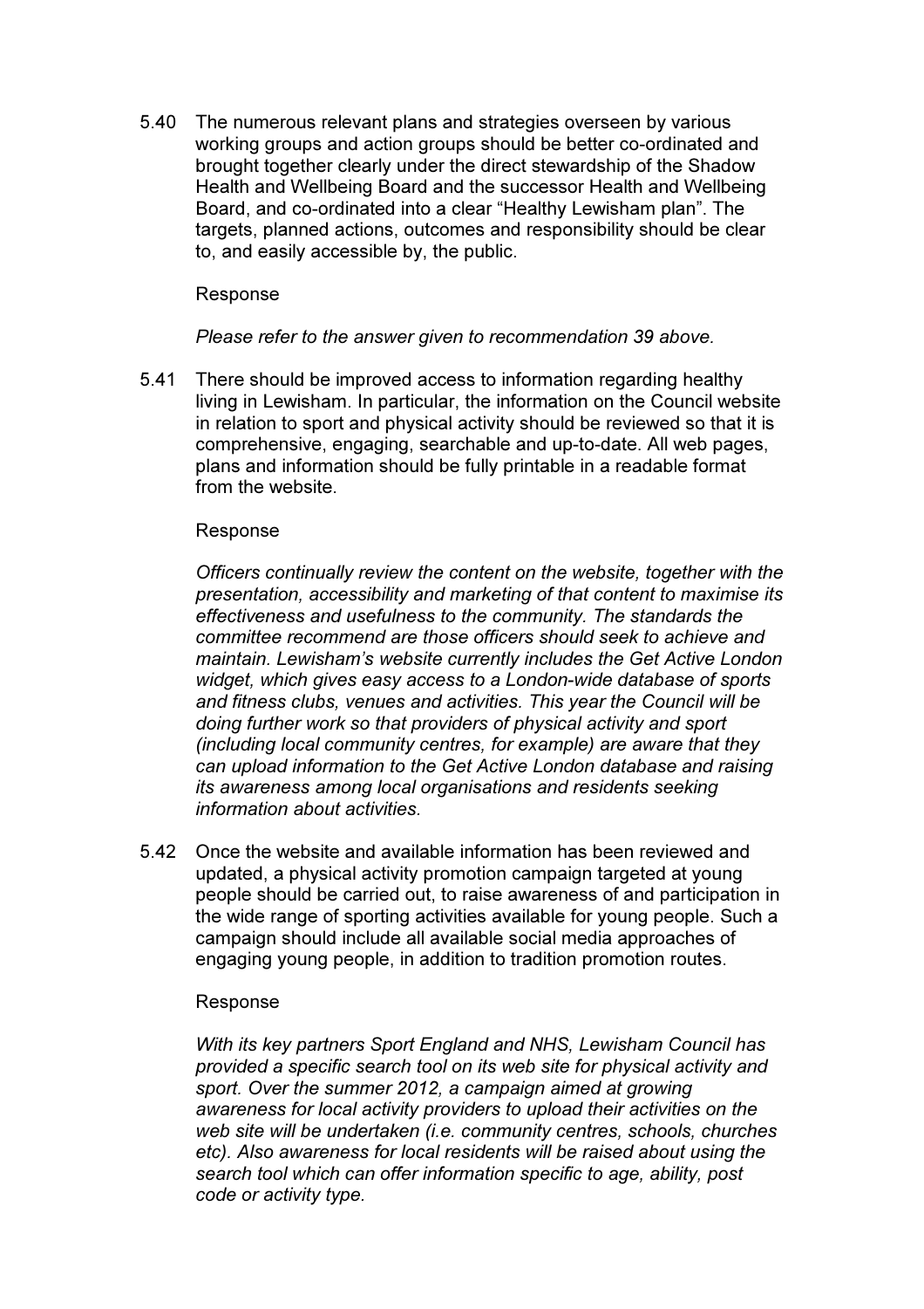5.40 The numerous relevant plans and strategies overseen by various working groups and action groups should be better co-ordinated and brought together clearly under the direct stewardship of the Shadow Health and Wellbeing Board and the successor Health and Wellbeing Board, and co-ordinated into a clear "Healthy Lewisham plan". The targets, planned actions, outcomes and responsibility should be clear to, and easily accessible by, the public.

Response

*Please refer to the answer given to recommendation 39 above.*

5.41 There should be improved access to information regarding healthy living in Lewisham. In particular, the information on the Council website in relation to sport and physical activity should be reviewed so that it is comprehensive, engaging, searchable and up-to-date. All web pages, plans and information should be fully printable in a readable format from the website.

Response

*Officers continually review the content on the website, together with the presentation, accessibility and marketing of that content to maximise its effectiveness and usefulness to the community. The standards the committee recommend are those officers should seek to achieve and maintain. Lewisham's website currently includes the Get Active London widget, which gives easy access to a London-wide database of sports and fitness clubs, venues and activities. This year the Council will be doing further work so that providers of physical activity and sport (including local community centres, for example) are aware that they can upload information to the Get Active London database and raising its awareness among local organisations and residents seeking information about activities.*

5.42 Once the website and available information has been reviewed and updated, a physical activity promotion campaign targeted at young people should be carried out, to raise awareness of and participation in the wide range of sporting activities available for young people. Such a campaign should include all available social media approaches of engaging young people, in addition to tradition promotion routes.

Response

*With its key partners Sport England and NHS, Lewisham Council has provided a specific search tool on its web site for physical activity and sport. Over the summer 2012, a campaign aimed at growing awareness for local activity providers to upload their activities on the web site will be undertaken (i.e. community centres, schools, churches etc). Also awareness for local residents will be raised about using the search tool which can offer information specific to age, ability, post code or activity type.*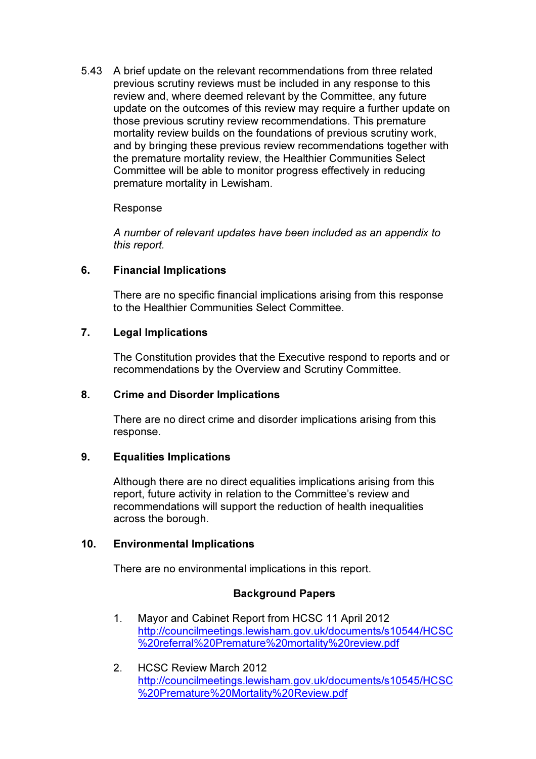5.43 A brief update on the relevant recommendations from three related previous scrutiny reviews must be included in any response to this review and, where deemed relevant by the Committee, any future update on the outcomes of this review may require a further update on those previous scrutiny review recommendations. This premature mortality review builds on the foundations of previous scrutiny work, and by bringing these previous review recommendations together with the premature mortality review, the Healthier Communities Select Committee will be able to monitor progress effectively in reducing premature mortality in Lewisham.

Response

*A number of relevant updates have been included as an appendix to this report.*

## 6. Financial Implications

There are no specific financial implications arising from this response to the Healthier Communities Select Committee.

## 7. Legal Implications

The Constitution provides that the Executive respond to reports and or recommendations by the Overview and Scrutiny Committee.

## 8. Crime and Disorder Implications

There are no direct crime and disorder implications arising from this response.

## 9. Equalities Implications

Although there are no direct equalities implications arising from this report, future activity in relation to the Committee's review and recommendations will support the reduction of health inequalities across the borough.

## 10. Environmental Implications

There are no environmental implications in this report.

## Background Papers

1. Mayor and Cabinet Report from HCSC 11 April 2012
   http://councilmeetings.lewisham.gov.uk/documents/s10544/HCSC%20referral%20Premature%20mortality%20review.pdf

2. HCSC Review March 2012
   http://councilmeetings.lewisham.gov.uk/documents/s10545/HCSC%20Premature%20Mortality%20Review.pdf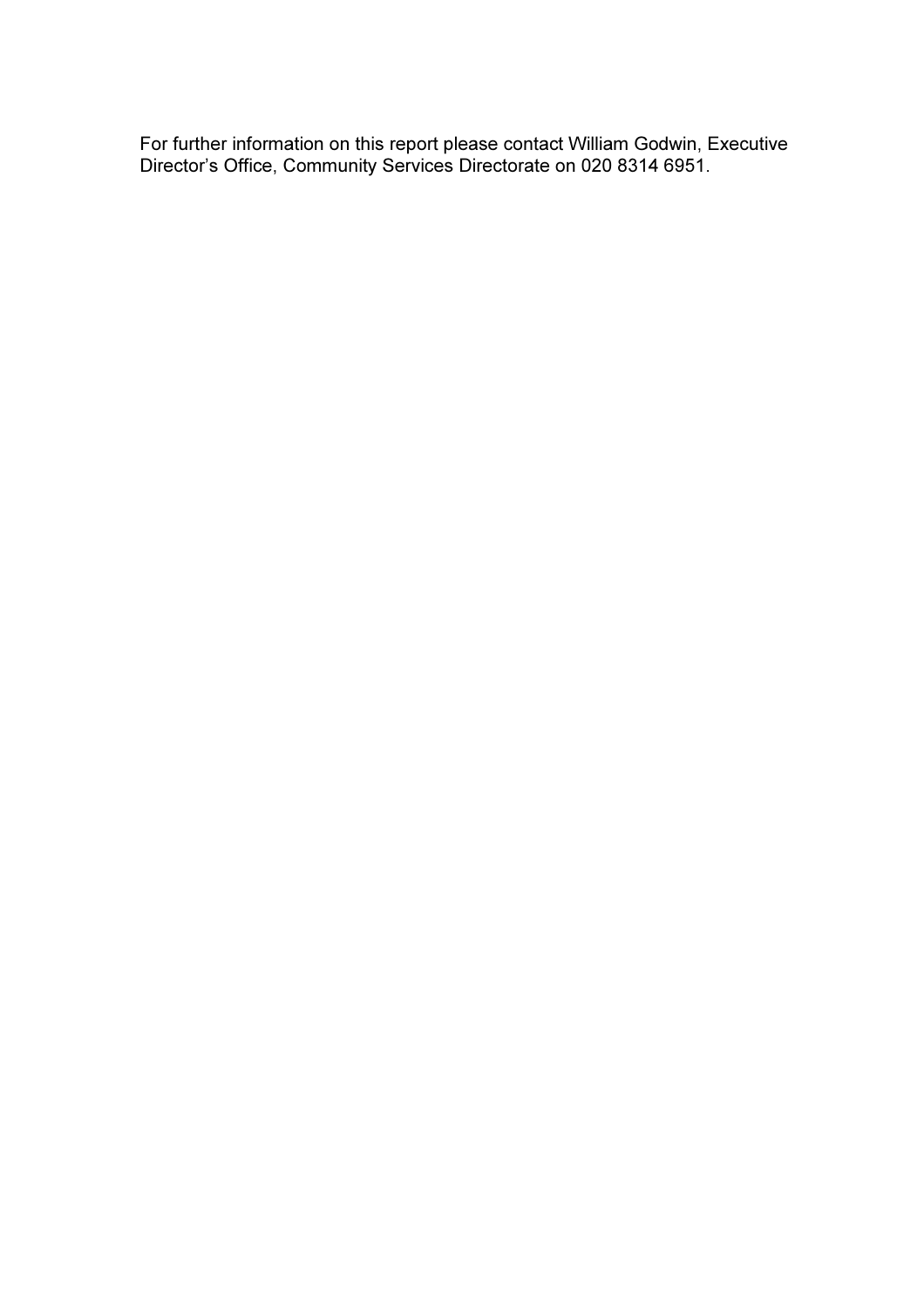For further information on this report please contact William Godwin, Executive Director's Office, Community Services Directorate on 020 8314 6951.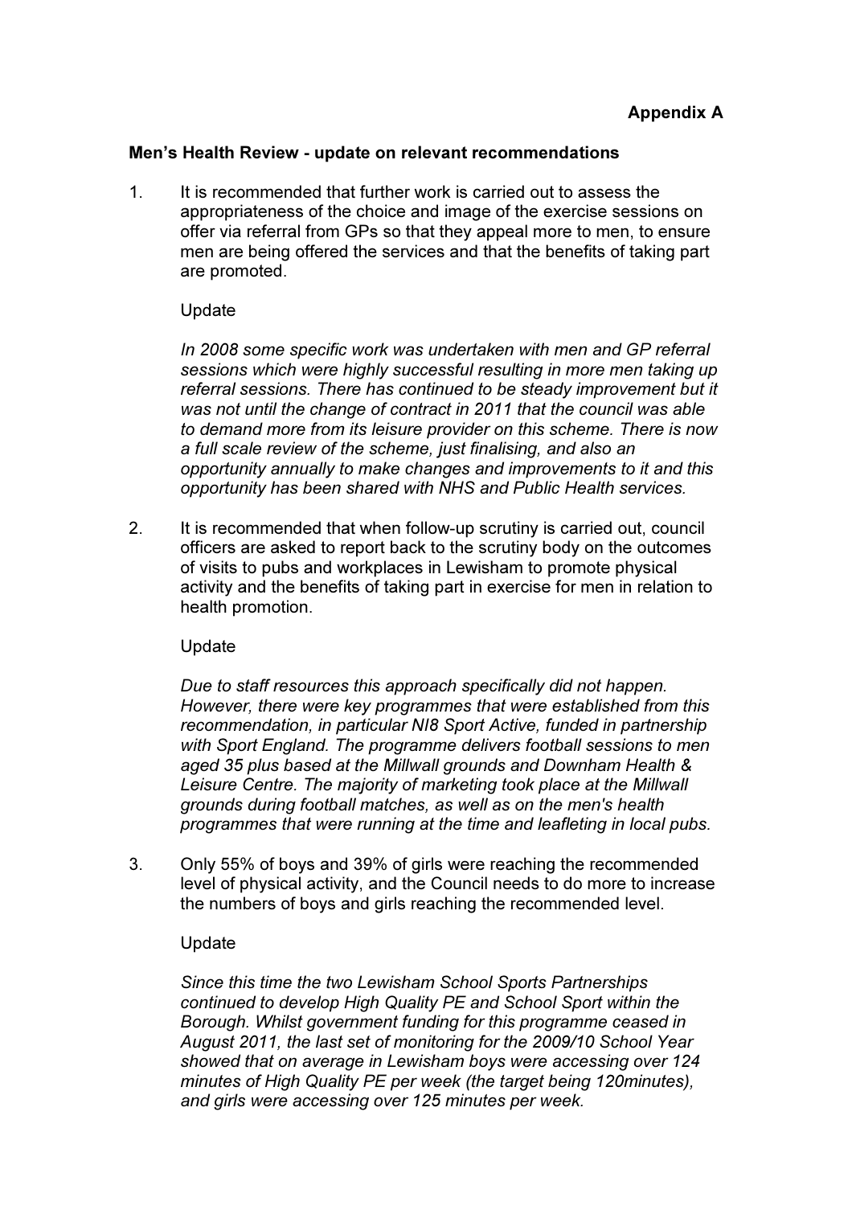**Appendix A**

**Men's Health Review - update on relevant recommendations**

1. It is recommended that further work is carried out to assess the appropriateness of the choice and image of the exercise sessions on offer via referral from GPs so that they appeal more to men, to ensure men are being offered the services and that the benefits of taking part are promoted.

   Update

   *In 2008 some specific work was undertaken with men and GP referral sessions which were highly successful resulting in more men taking up referral sessions. There has continued to be steady improvement but it was not until the change of contract in 2011 that the council was able to demand more from its leisure provider on this scheme. There is now a full scale review of the scheme, just finalising, and also an opportunity annually to make changes and improvements to it and this opportunity has been shared with NHS and Public Health services.*

2. It is recommended that when follow-up scrutiny is carried out, council officers are asked to report back to the scrutiny body on the outcomes of visits to pubs and workplaces in Lewisham to promote physical activity and the benefits of taking part in exercise for men in relation to health promotion.

   Update

   *Due to staff resources this approach specifically did not happen. However, there were key programmes that were established from this recommendation, in particular NI8 Sport Active, funded in partnership with Sport England. The programme delivers football sessions to men aged 35 plus based at the Millwall grounds and Downham Health & Leisure Centre. The majority of marketing took place at the Millwall grounds during football matches, as well as on the men's health programmes that were running at the time and leafleting in local pubs.*

3. Only 55% of boys and 39% of girls were reaching the recommended level of physical activity, and the Council needs to do more to increase the numbers of boys and girls reaching the recommended level.

   Update

   *Since this time the two Lewisham School Sports Partnerships continued to develop High Quality PE and School Sport within the Borough. Whilst government funding for this programme ceased in August 2011, the last set of monitoring for the 2009/10 School Year showed that on average in Lewisham boys were accessing over 124 minutes of High Quality PE per week (the target being 120minutes), and girls were accessing over 125 minutes per week.*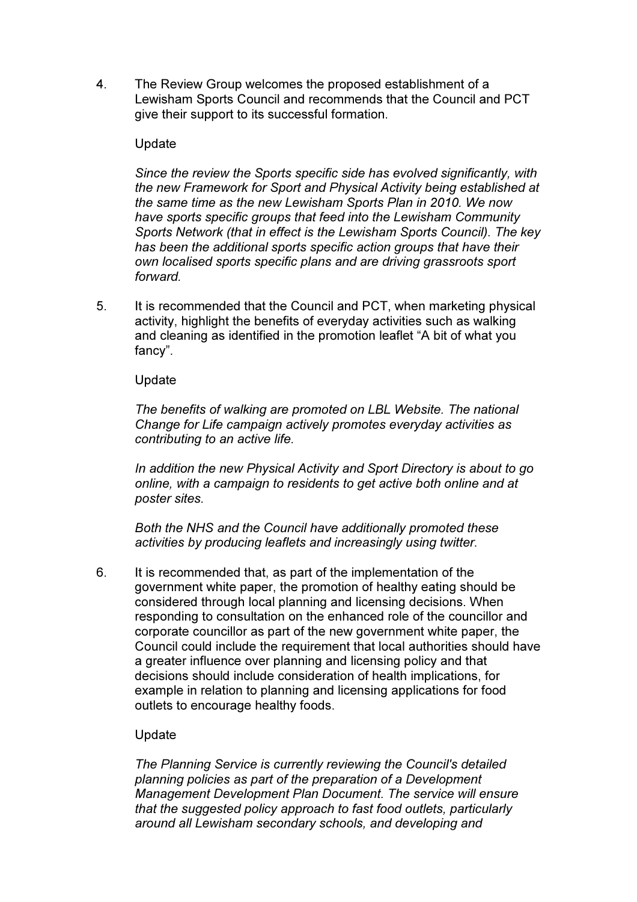4. The Review Group welcomes the proposed establishment of a Lewisham Sports Council and recommends that the Council and PCT give their support to its successful formation.

   Update

   *Since the review the Sports specific side has evolved significantly, with the new Framework for Sport and Physical Activity being established at the same time as the new Lewisham Sports Plan in 2010. We now have sports specific groups that feed into the Lewisham Community Sports Network (that in effect is the Lewisham Sports Council). The key has been the additional sports specific action groups that have their own localised sports specific plans and are driving grassroots sport forward.*

5. It is recommended that the Council and PCT, when marketing physical activity, highlight the benefits of everyday activities such as walking and cleaning as identified in the promotion leaflet "A bit of what you fancy".

   Update

   *The benefits of walking are promoted on LBL Website. The national Change for Life campaign actively promotes everyday activities as contributing to an active life.*

   *In addition the new Physical Activity and Sport Directory is about to go online, with a campaign to residents to get active both online and at poster sites.*

   *Both the NHS and the Council have additionally promoted these activities by producing leaflets and increasingly using twitter.*

6. It is recommended that, as part of the implementation of the government white paper, the promotion of healthy eating should be considered through local planning and licensing decisions. When responding to consultation on the enhanced role of the councillor and corporate councillor as part of the new government white paper, the Council could include the requirement that local authorities should have a greater influence over planning and licensing policy and that decisions should include consideration of health implications, for example in relation to planning and licensing applications for food outlets to encourage healthy foods.

   Update

   *The Planning Service is currently reviewing the Council's detailed planning policies as part of the preparation of a Development Management Development Plan Document. The service will ensure that the suggested policy approach to fast food outlets, particularly around all Lewisham secondary schools, and developing and*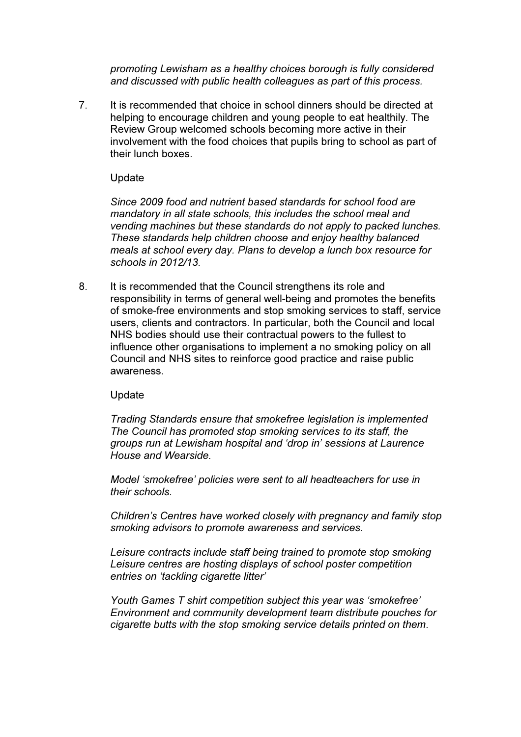*promoting Lewisham as a healthy choices borough is fully considered and discussed with public health colleagues as part of this process.*

7. It is recommended that choice in school dinners should be directed at helping to encourage children and young people to eat healthily. The Review Group welcomed schools becoming more active in their involvement with the food choices that pupils bring to school as part of their lunch boxes.

   Update

   *Since 2009 food and nutrient based standards for school food are mandatory in all state schools, this includes the school meal and vending machines but these standards do not apply to packed lunches. These standards help children choose and enjoy healthy balanced meals at school every day. Plans to develop a lunch box resource for schools in 2012/13.*

8. It is recommended that the Council strengthens its role and responsibility in terms of general well-being and promotes the benefits of smoke-free environments and stop smoking services to staff, service users, clients and contractors. In particular, both the Council and local NHS bodies should use their contractual powers to the fullest to influence other organisations to implement a no smoking policy on all Council and NHS sites to reinforce good practice and raise public awareness.

   Update

   *Trading Standards ensure that smokefree legislation is implemented The Council has promoted stop smoking services to its staff, the groups run at Lewisham hospital and 'drop in' sessions at Laurence House and Wearside.*

   *Model 'smokefree' policies were sent to all headteachers for use in their schools.*

   *Children's Centres have worked closely with pregnancy and family stop smoking advisors to promote awareness and services.*

   *Leisure contracts include staff being trained to promote stop smoking Leisure centres are hosting displays of school poster competition entries on 'tackling cigarette litter'*

   *Youth Games T shirt competition subject this year was 'smokefree' Environment and community development team distribute pouches for cigarette butts with the stop smoking service details printed on them.*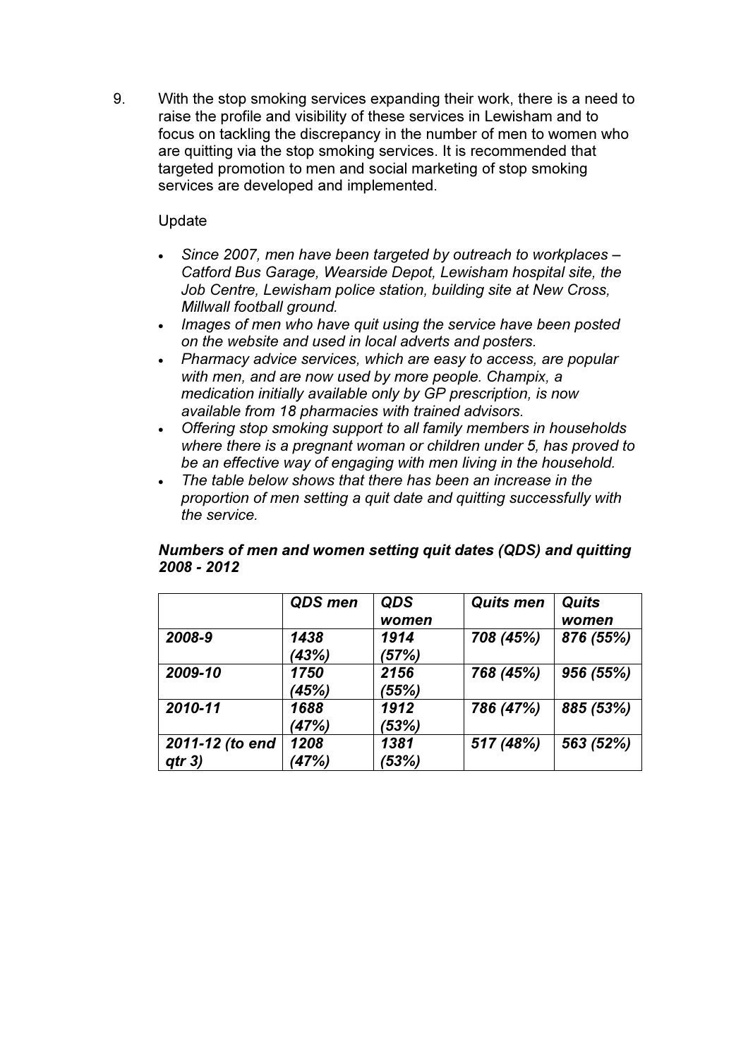9. With the stop smoking services expanding their work, there is a need to raise the profile and visibility of these services in Lewisham and to focus on tackling the discrepancy in the number of men to women who are quitting via the stop smoking services. It is recommended that targeted promotion to men and social marketing of stop smoking services are developed and implemented.

   Update

   - *Since 2007, men have been targeted by outreach to workplaces – Catford Bus Garage, Wearside Depot, Lewisham hospital site, the Job Centre, Lewisham police station, building site at New Cross, Millwall football ground.*
   - *Images of men who have quit using the service have been posted on the website and used in local adverts and posters.*
   - *Pharmacy advice services, which are easy to access, are popular with men, and are now used by more people. Champix, a medication initially available only by GP prescription, is now available from 18 pharmacies with trained advisors.*
   - *Offering stop smoking support to all family members in households where there is a pregnant woman or children under 5, has proved to be an effective way of engaging with men living in the household.*
   - *The table below shows that there has been an increase in the proportion of men setting a quit date and quitting successfully with the service.*

   ***Numbers of men and women setting quit dates (QDS) and quitting 2008 - 2012***

| | ***QDS men*** | ***QDS women*** | ***Quits men*** | ***Quits women*** |
|---|---|---|---|---|
| ***2008-9*** | *1438 (43%)* | *1914 (57%)* | *708 (45%)* | *876 (55%)* |
| ***2009-10*** | *1750 (45%)* | *2156 (55%)* | *768 (45%)* | *956 (55%)* |
| ***2010-11*** | *1688 (47%)* | *1912 (53%)* | *786 (47%)* | *885 (53%)* |
| ***2011-12 (to end qtr 3)*** | *1208 (47%)* | *1381 (53%)* | *517 (48%)* | *563 (52%)* |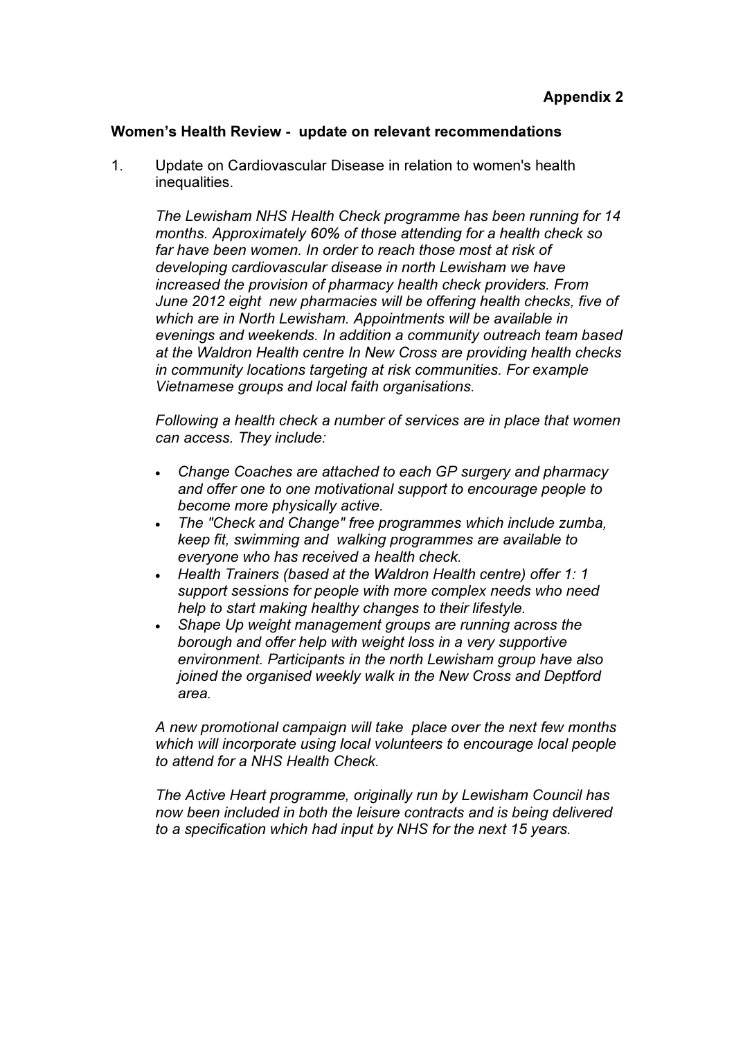**Appendix 2**

**Women's Health Review - update on relevant recommendations**

1. Update on Cardiovascular Disease in relation to women's health inequalities.

   *The Lewisham NHS Health Check programme has been running for 14 months. Approximately 60% of those attending for a health check so far have been women. In order to reach those most at risk of developing cardiovascular disease in north Lewisham we have increased the provision of pharmacy health check providers. From June 2012 eight new pharmacies will be offering health checks, five of which are in North Lewisham. Appointments will be available in evenings and weekends. In addition a community outreach team based at the Waldron Health centre In New Cross are providing health checks in community locations targeting at risk communities. For example Vietnamese groups and local faith organisations.*

   *Following a health check a number of services are in place that women can access. They include:*

   - *Change Coaches are attached to each GP surgery and pharmacy and offer one to one motivational support to encourage people to become more physically active.*
   - *The "Check and Change" free programmes which include zumba, keep fit, swimming and walking programmes are available to everyone who has received a health check.*
   - *Health Trainers (based at the Waldron Health centre) offer 1: 1 support sessions for people with more complex needs who need help to start making healthy changes to their lifestyle.*
   - *Shape Up weight management groups are running across the borough and offer help with weight loss in a very supportive environment. Participants in the north Lewisham group have also joined the organised weekly walk in the New Cross and Deptford area.*

   *A new promotional campaign will take place over the next few months which will incorporate using local volunteers to encourage local people to attend for a NHS Health Check.*

   *The Active Heart programme, originally run by Lewisham Council has now been included in both the leisure contracts and is being delivered to a specification which had input by NHS for the next 15 years.*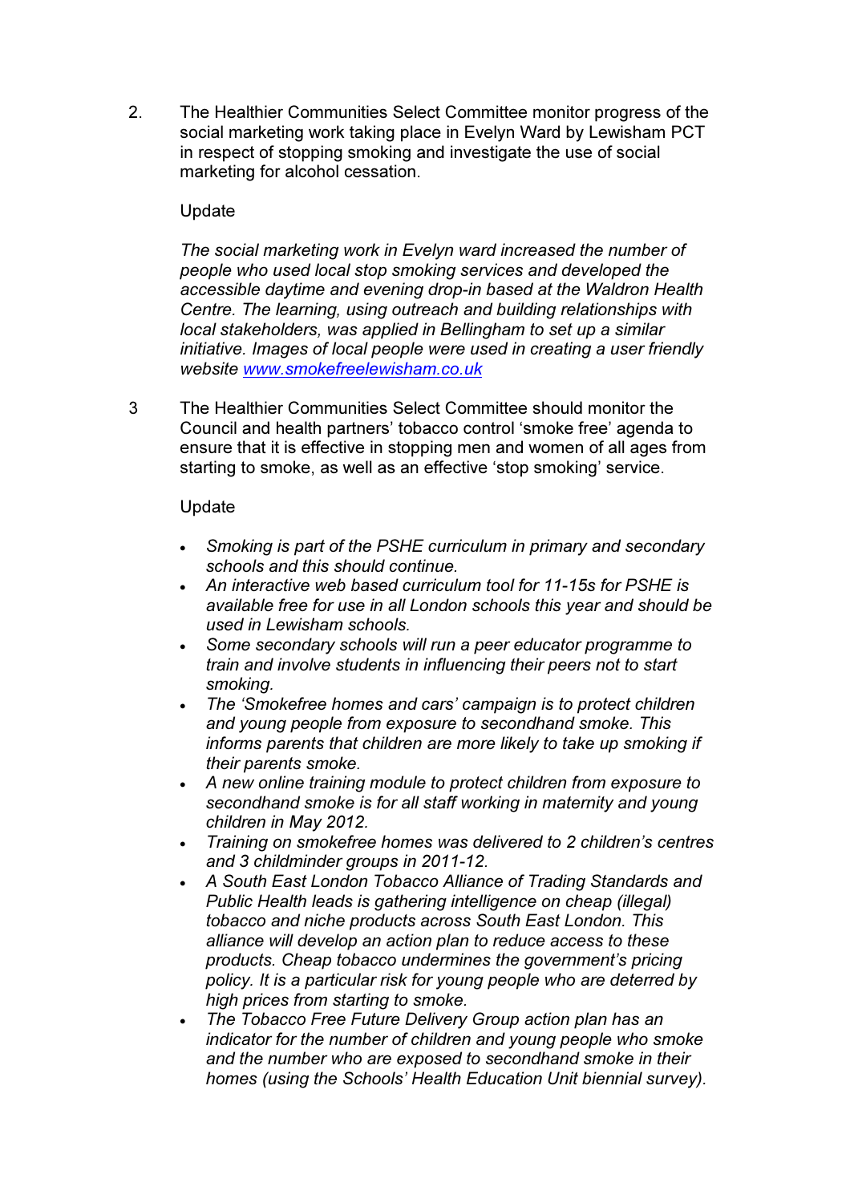2. The Healthier Communities Select Committee monitor progress of the social marketing work taking place in Evelyn Ward by Lewisham PCT in respect of stopping smoking and investigate the use of social marketing for alcohol cessation.

   Update

   *The social marketing work in Evelyn ward increased the number of people who used local stop smoking services and developed the accessible daytime and evening drop-in based at the Waldron Health Centre. The learning, using outreach and building relationships with local stakeholders, was applied in Bellingham to set up a similar initiative. Images of local people were used in creating a user friendly website [www.smokefreelewisham.co.uk](www.smokefreelewisham.co.uk)*

3. The Healthier Communities Select Committee should monitor the Council and health partners' tobacco control 'smoke free' agenda to ensure that it is effective in stopping men and women of all ages from starting to smoke, as well as an effective 'stop smoking' service.

   Update

   - *Smoking is part of the PSHE curriculum in primary and secondary schools and this should continue.*
   - *An interactive web based curriculum tool for 11-15s for PSHE is available free for use in all London schools this year and should be used in Lewisham schools.*
   - *Some secondary schools will run a peer educator programme to train and involve students in influencing their peers not to start smoking.*
   - *The 'Smokefree homes and cars' campaign is to protect children and young people from exposure to secondhand smoke. This informs parents that children are more likely to take up smoking if their parents smoke.*
   - *A new online training module to protect children from exposure to secondhand smoke is for all staff working in maternity and young children in May 2012.*
   - *Training on smokefree homes was delivered to 2 children's centres and 3 childminder groups in 2011-12.*
   - *A South East London Tobacco Alliance of Trading Standards and Public Health leads is gathering intelligence on cheap (illegal) tobacco and niche products across South East London. This alliance will develop an action plan to reduce access to these products. Cheap tobacco undermines the government's pricing policy. It is a particular risk for young people who are deterred by high prices from starting to smoke.*
   - *The Tobacco Free Future Delivery Group action plan has an indicator for the number of children and young people who smoke and the number who are exposed to secondhand smoke in their homes (using the Schools' Health Education Unit biennial survey).*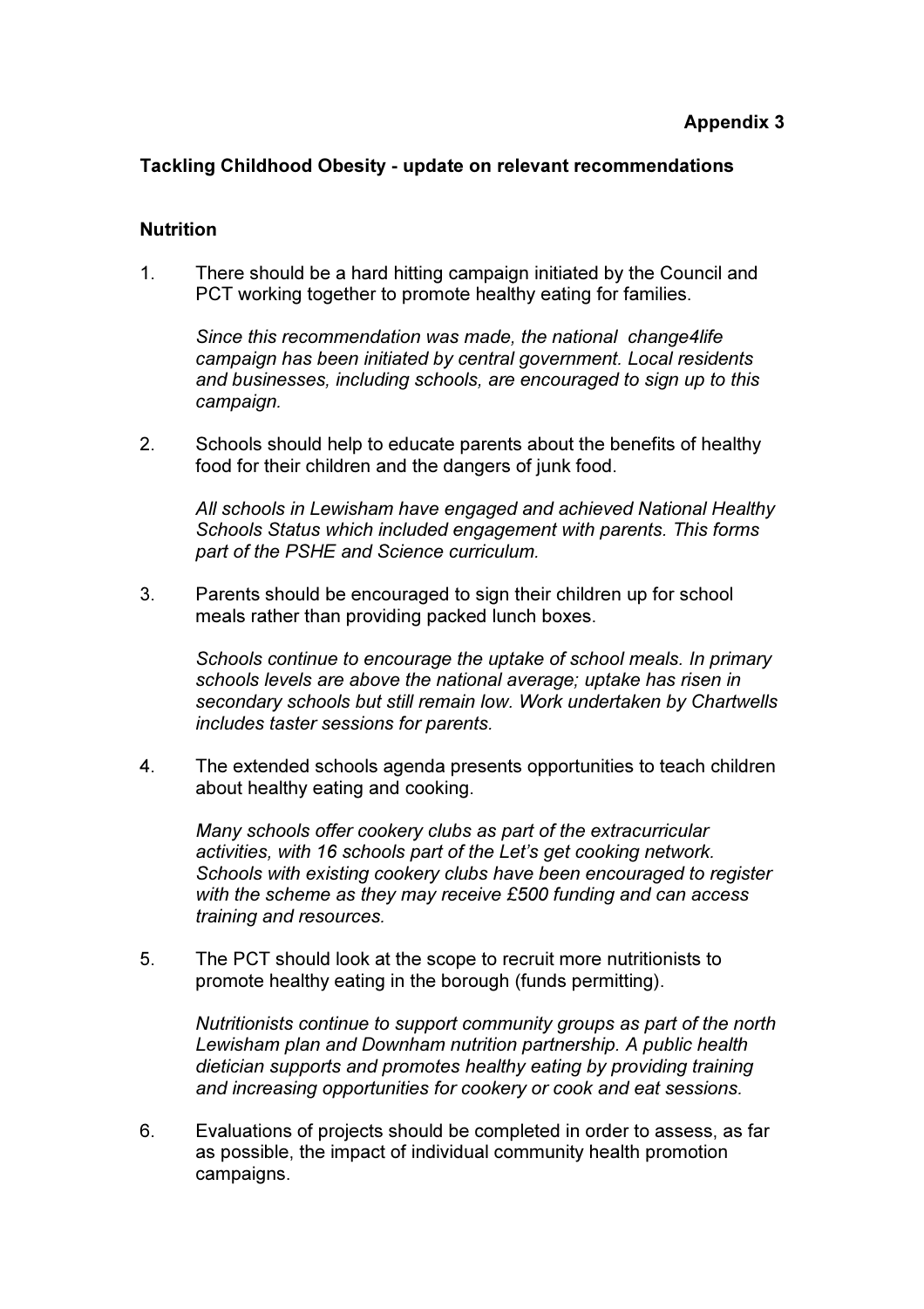**Appendix 3**

**Tackling Childhood Obesity - update on relevant recommendations**

**Nutrition**

1. There should be a hard hitting campaign initiated by the Council and PCT working together to promote healthy eating for families.

   *Since this recommendation was made, the national change4life campaign has been initiated by central government. Local residents and businesses, including schools, are encouraged to sign up to this campaign.*

2. Schools should help to educate parents about the benefits of healthy food for their children and the dangers of junk food.

   *All schools in Lewisham have engaged and achieved National Healthy Schools Status which included engagement with parents. This forms part of the PSHE and Science curriculum.*

3. Parents should be encouraged to sign their children up for school meals rather than providing packed lunch boxes.

   *Schools continue to encourage the uptake of school meals. In primary schools levels are above the national average; uptake has risen in secondary schools but still remain low. Work undertaken by Chartwells includes taster sessions for parents.*

4. The extended schools agenda presents opportunities to teach children about healthy eating and cooking.

   *Many schools offer cookery clubs as part of the extracurricular activities, with 16 schools part of the Let's get cooking network. Schools with existing cookery clubs have been encouraged to register with the scheme as they may receive £500 funding and can access training and resources.*

5. The PCT should look at the scope to recruit more nutritionists to promote healthy eating in the borough (funds permitting).

   *Nutritionists continue to support community groups as part of the north Lewisham plan and Downham nutrition partnership. A public health dietician supports and promotes healthy eating by providing training and increasing opportunities for cookery or cook and eat sessions.*

6. Evaluations of projects should be completed in order to assess, as far as possible, the impact of individual community health promotion campaigns.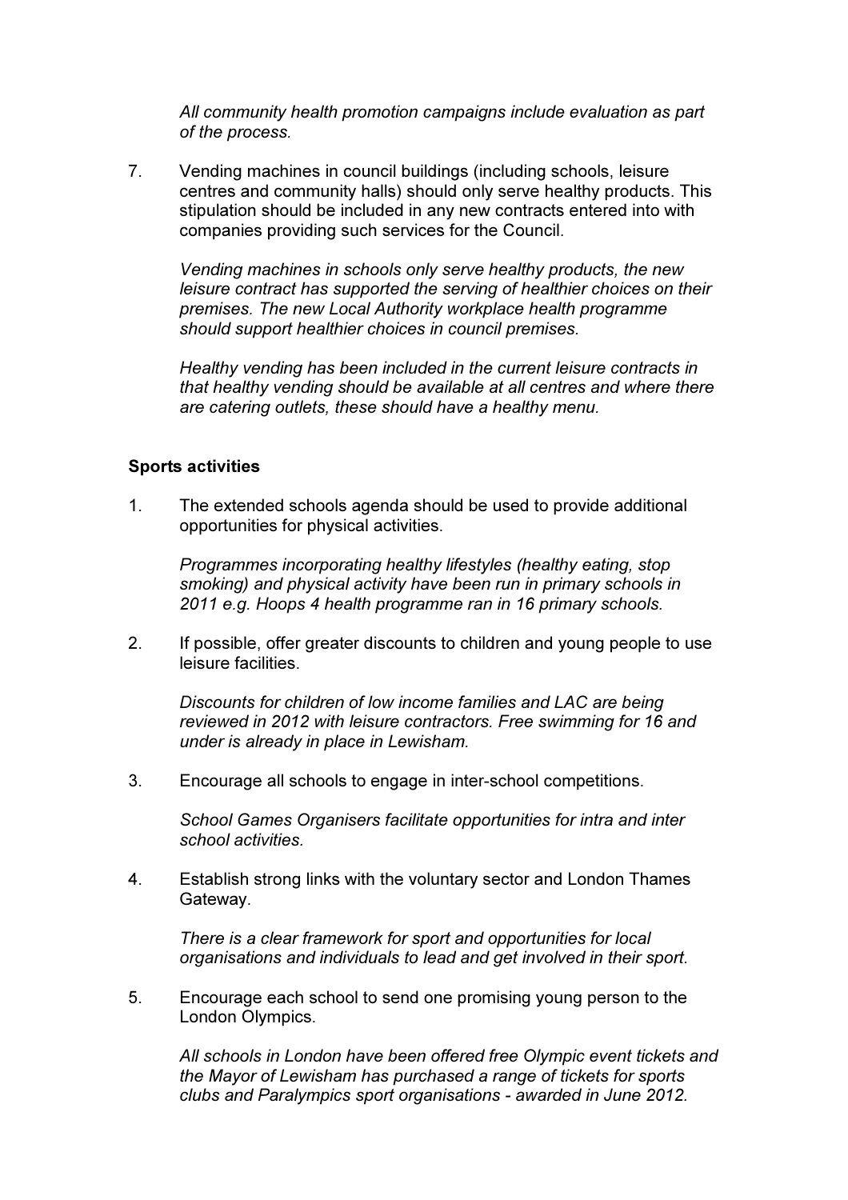*All community health promotion campaigns include evaluation as part of the process.*

7. Vending machines in council buildings (including schools, leisure centres and community halls) should only serve healthy products. This stipulation should be included in any new contracts entered into with companies providing such services for the Council.

   *Vending machines in schools only serve healthy products, the new leisure contract has supported the serving of healthier choices on their premises. The new Local Authority workplace health programme should support healthier choices in council premises.*

   *Healthy vending has been included in the current leisure contracts in that healthy vending should be available at all centres and where there are catering outlets, these should have a healthy menu.*

**Sports activities**

1. The extended schools agenda should be used to provide additional opportunities for physical activities.

   *Programmes incorporating healthy lifestyles (healthy eating, stop smoking) and physical activity have been run in primary schools in 2011 e.g. Hoops 4 health programme ran in 16 primary schools.*

2. If possible, offer greater discounts to children and young people to use leisure facilities.

   *Discounts for children of low income families and LAC are being reviewed in 2012 with leisure contractors. Free swimming for 16 and under is already in place in Lewisham.*

3. Encourage all schools to engage in inter-school competitions.

   *School Games Organisers facilitate opportunities for intra and inter school activities.*

4. Establish strong links with the voluntary sector and London Thames Gateway.

   *There is a clear framework for sport and opportunities for local organisations and individuals to lead and get involved in their sport.*

5. Encourage each school to send one promising young person to the London Olympics.

   *All schools in London have been offered free Olympic event tickets and the Mayor of Lewisham has purchased a range of tickets for sports clubs and Paralympics sport organisations - awarded in June 2012.*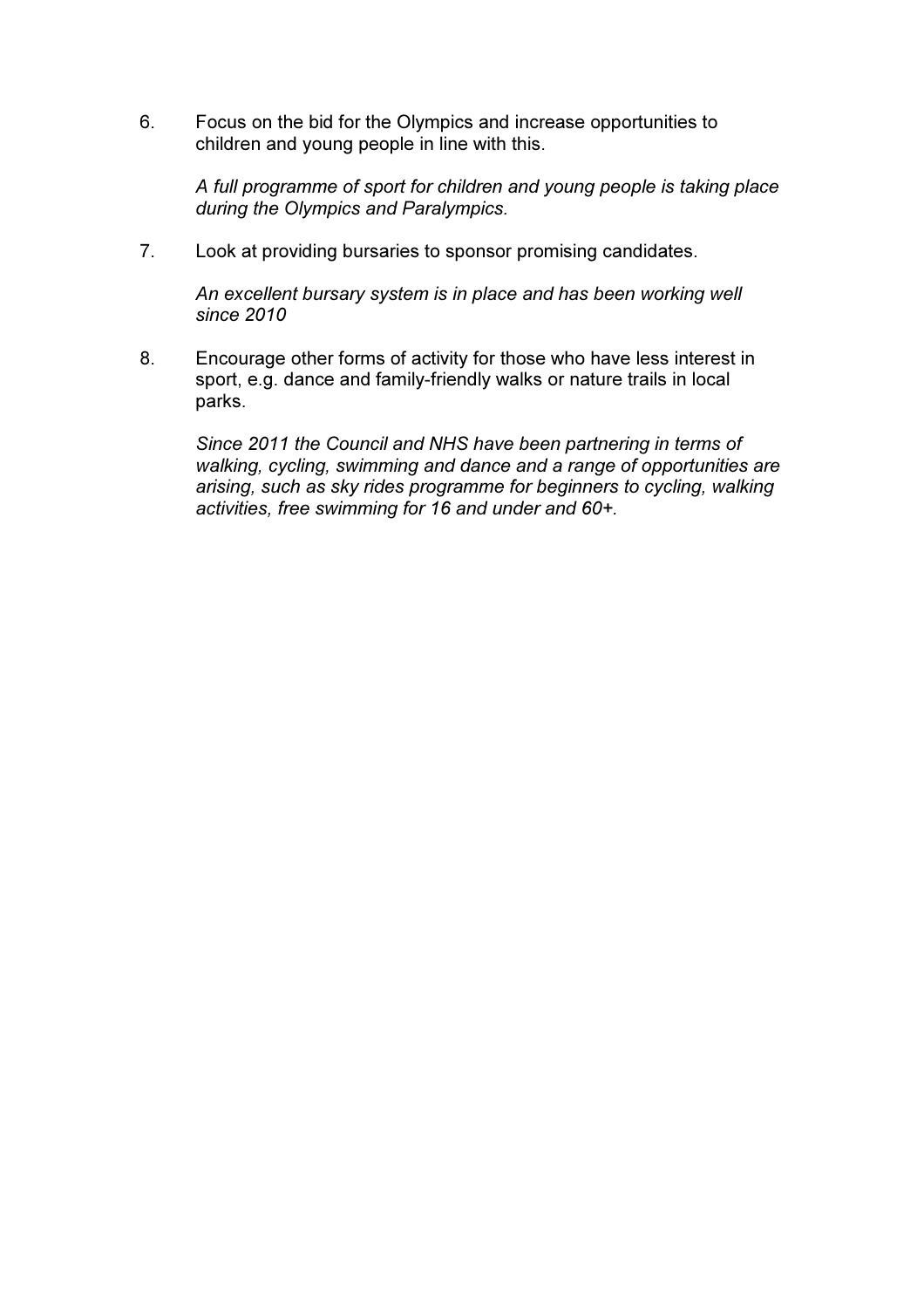6. Focus on the bid for the Olympics and increase opportunities to children and young people in line with this.

   *A full programme of sport for children and young people is taking place during the Olympics and Paralympics.*

7. Look at providing bursaries to sponsor promising candidates.

   *An excellent bursary system is in place and has been working well since 2010*

8. Encourage other forms of activity for those who have less interest in sport, e.g. dance and family-friendly walks or nature trails in local parks.

   *Since 2011 the Council and NHS have been partnering in terms of walking, cycling, swimming and dance and a range of opportunities are arising, such as sky rides programme for beginners to cycling, walking activities, free swimming for 16 and under and 60+.*